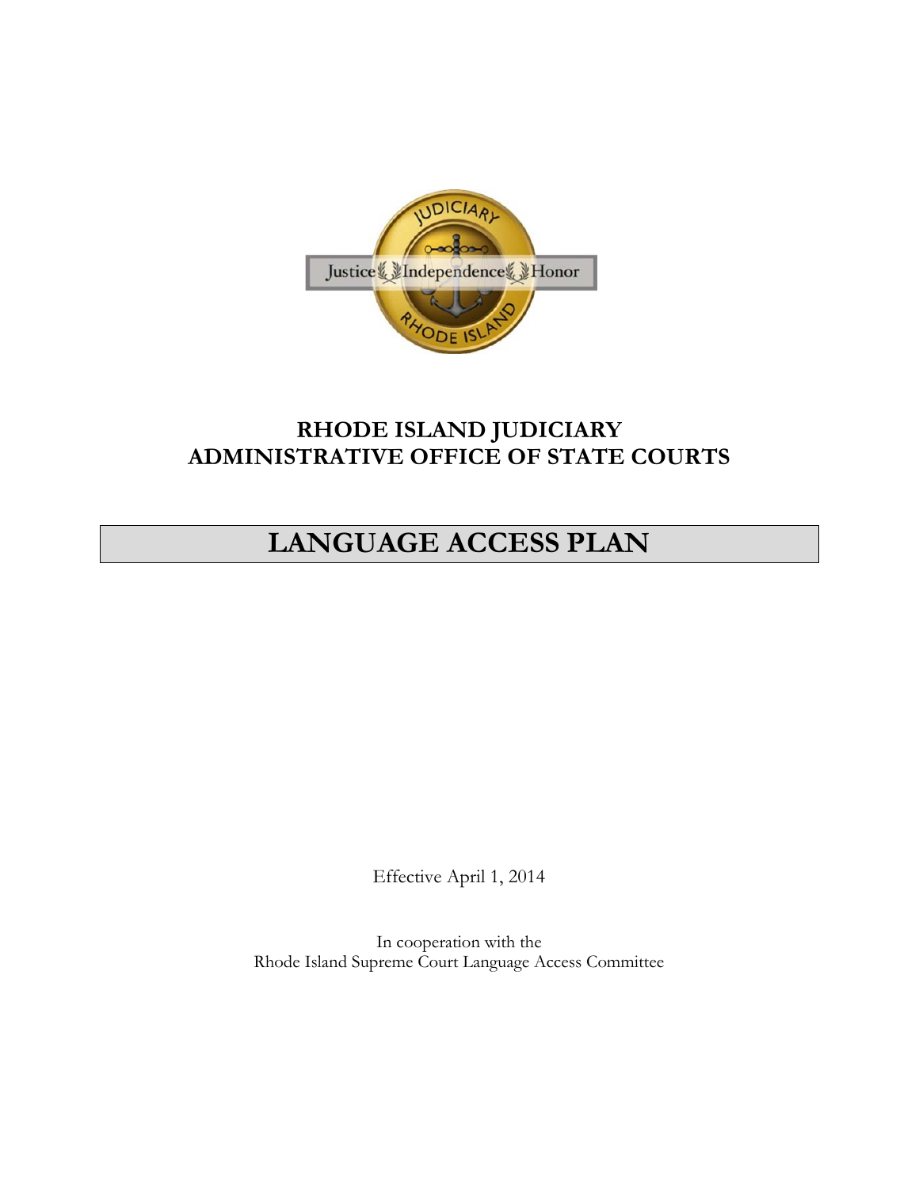# RHODE ISLAND JUDICIARY
# ADMINISTRATIVE OFFICE OF STATE COURTS

# LANGUAGE ACCESS PLAN

Effective April 1, 2014

In cooperation with the
Rhode Island Supreme Court Language Access Committee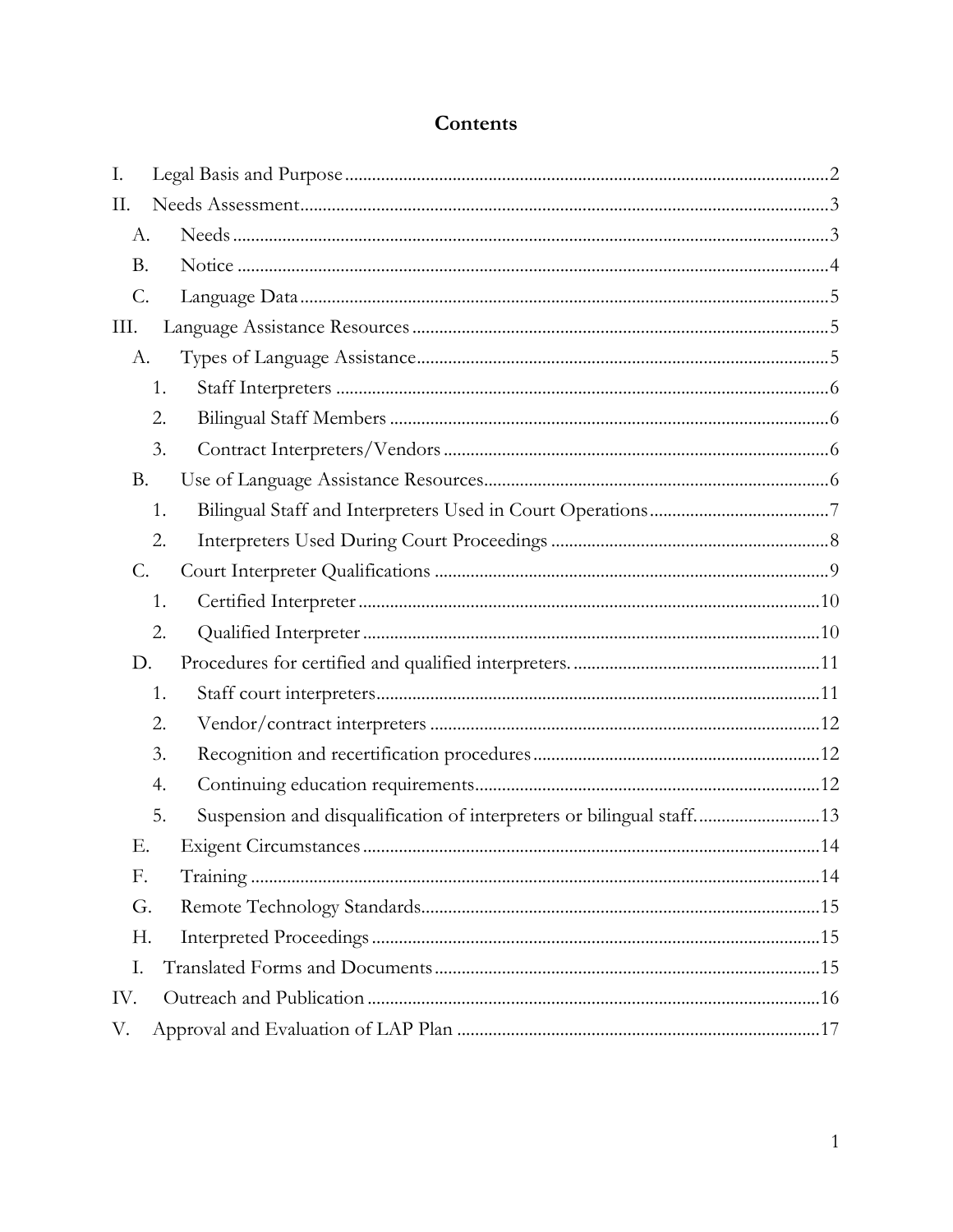# Contents

I. Legal Basis and Purpose ........................................................................................................2

II. Needs Assessment ..................................................................................................................3

- A. Needs .................................................................................................................................3
- B. Notice ................................................................................................................................4
- C. Language Data ..................................................................................................................5

III. Language Assistance Resources ..........................................................................................5

- A. Types of Language Assistance ........................................................................................5
  1. Staff Interpreters ..........................................................................................................6
  2. Bilingual Staff Members ...............................................................................................6
  3. Contract Interpreters/Vendors ...................................................................................6
- B. Use of Language Assistance Resources ..........................................................................6
  1. Bilingual Staff and Interpreters Used in Court Operations .......................................7
  2. Interpreters Used During Court Proceedings ............................................................8
- C. Court Interpreter Qualifications .....................................................................................9
  1. Certified Interpreter ....................................................................................................10
  2. Qualified Interpreter ...................................................................................................10
- D. Procedures for certified and qualified interpreters. .....................................................11
  1. Staff court interpreters ................................................................................................11
  2. Vendor/contract interpreters .....................................................................................12
  3. Recognition and recertification procedures ..............................................................12
  4. Continuing education requirements ...........................................................................12
  5. Suspension and disqualification of interpreters or bilingual staff. ..........................13
- E. Exigent Circumstances ...................................................................................................14
- F. Training ............................................................................................................................14
- G. Remote Technology Standards ......................................................................................15
- H. Interpreted Proceedings .................................................................................................15
- I. Translated Forms and Documents ...................................................................................15

IV. Outreach and Publication ....................................................................................................16

V. Approval and Evaluation of LAP Plan .................................................................................17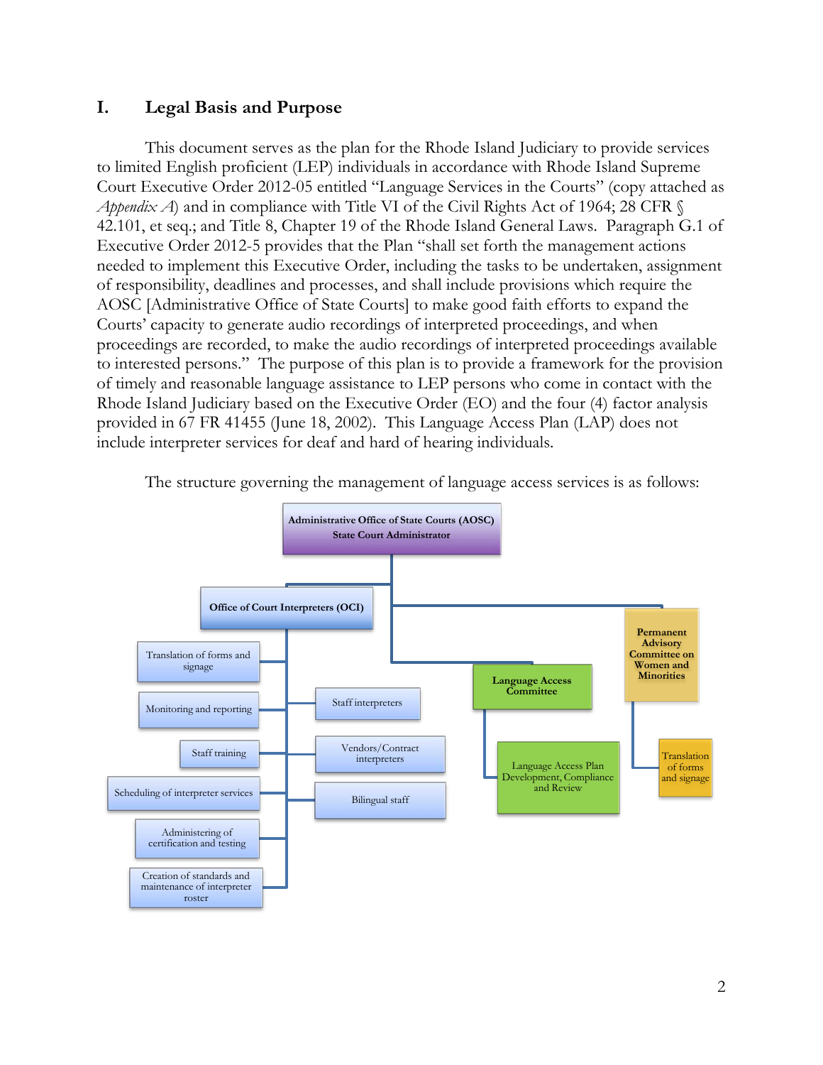## I. Legal Basis and Purpose

This document serves as the plan for the Rhode Island Judiciary to provide services to limited English proficient (LEP) individuals in accordance with Rhode Island Supreme Court Executive Order 2012-05 entitled "Language Services in the Courts" (copy attached as *Appendix A*) and in compliance with Title VI of the Civil Rights Act of 1964; 28 CFR § 42.101, et seq.; and Title 8, Chapter 19 of the Rhode Island General Laws. Paragraph G.1 of Executive Order 2012-5 provides that the Plan "shall set forth the management actions needed to implement this Executive Order, including the tasks to be undertaken, assignment of responsibility, deadlines and processes, and shall include provisions which require the AOSC [Administrative Office of State Courts] to make good faith efforts to expand the Courts' capacity to generate audio recordings of interpreted proceedings, and when proceedings are recorded, to make the audio recordings of interpreted proceedings available to interested persons." The purpose of this plan is to provide a framework for the provision of timely and reasonable language assistance to LEP persons who come in contact with the Rhode Island Judiciary based on the Executive Order (EO) and the four (4) factor analysis provided in 67 FR 41455 (June 18, 2002). This Language Access Plan (LAP) does not include interpreter services for deaf and hard of hearing individuals.

The structure governing the management of language access services is as follows:

- **Administrative Office of State Courts (AOSC) – State Court Administrator**
  - **Office of Court Interpreters (OCI)**
    - Translation of forms and signage
    - Monitoring and reporting
    - Staff training
    - Scheduling of interpreter services
    - Administering of certification and testing
    - Creation of standards and maintenance of interpreter roster
    - Staff interpreters
    - Vendors/Contract interpreters
    - Bilingual staff
  - **Language Access Committee**
    - Language Access Plan Development, Compliance and Review
  - **Permanent Advisory Committee on Women and Minorities**
    - Translation of forms and signage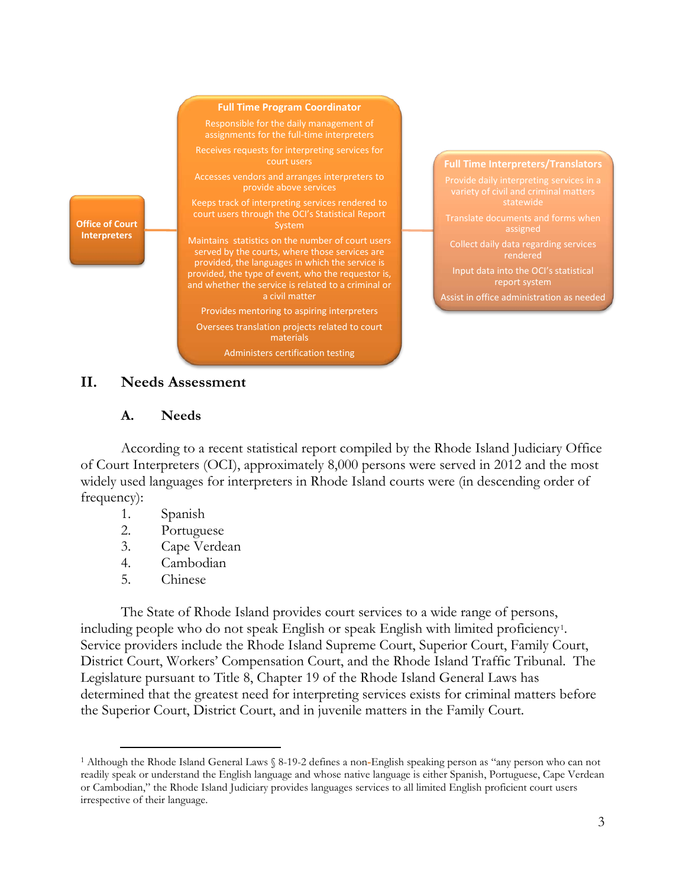**Office of Court Interpreters**

**Full Time Program Coordinator**

- Responsible for the daily management of assignments for the full-time interpreters
- Receives requests for interpreting services for court users
- Accesses vendors and arranges interpreters to provide above services
- Keeps track of interpreting services rendered to court users through the OCI's Statistical Report System
- Maintains statistics on the number of court users served by the courts, where those services are provided, the languages in which the service is provided, the type of event, who the requestor is, and whether the service is related to a criminal or a civil matter
- Provides mentoring to aspiring interpreters
- Oversees translation projects related to court materials
- Administers certification testing

**Full Time Interpreters/Translators**

- Provide daily interpreting services in a variety of civil and criminal matters statewide
- Translate documents and forms when assigned
- Collect daily data regarding services rendered
- Input data into the OCI's statistical report system
- Assist in office administration as needed

## II. Needs Assessment

### A. Needs

According to a recent statistical report compiled by the Rhode Island Judiciary Office of Court Interpreters (OCI), approximately 8,000 persons were served in 2012 and the most widely used languages for interpreters in Rhode Island courts were (in descending order of frequency):

1. Spanish
2. Portuguese
3. Cape Verdean
4. Cambodian
5. Chinese

The State of Rhode Island provides court services to a wide range of persons, including people who do not speak English or speak English with limited proficiency[1]. Service providers include the Rhode Island Supreme Court, Superior Court, Family Court, District Court, Workers' Compensation Court, and the Rhode Island Traffic Tribunal. The Legislature pursuant to Title 8, Chapter 19 of the Rhode Island General Laws has determined that the greatest need for interpreting services exists for criminal matters before the Superior Court, District Court, and in juvenile matters in the Family Court.

---

[1] Although the Rhode Island General Laws § 8-19-2 defines a non-English speaking person as "any person who can not readily speak or understand the English language and whose native language is either Spanish, Portuguese, Cape Verdean or Cambodian," the Rhode Island Judiciary provides languages services to all limited English proficient court users irrespective of their language.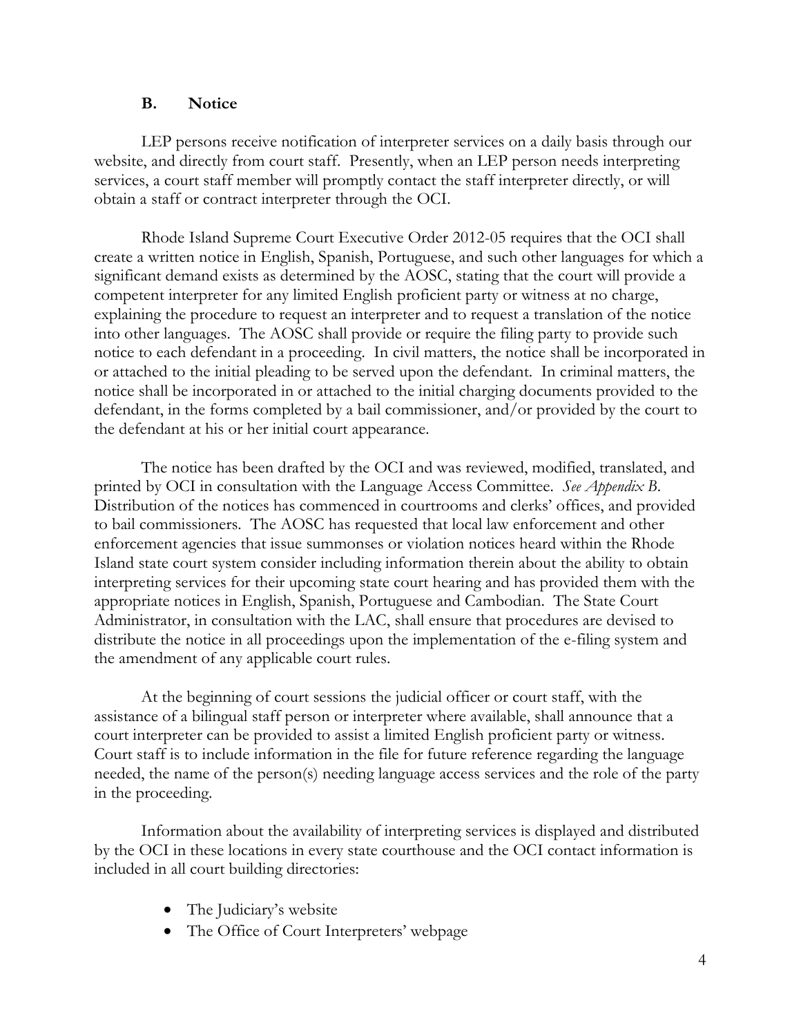## B. Notice

LEP persons receive notification of interpreter services on a daily basis through our website, and directly from court staff. Presently, when an LEP person needs interpreting services, a court staff member will promptly contact the staff interpreter directly, or will obtain a staff or contract interpreter through the OCI.

Rhode Island Supreme Court Executive Order 2012-05 requires that the OCI shall create a written notice in English, Spanish, Portuguese, and such other languages for which a significant demand exists as determined by the AOSC, stating that the court will provide a competent interpreter for any limited English proficient party or witness at no charge, explaining the procedure to request an interpreter and to request a translation of the notice into other languages. The AOSC shall provide or require the filing party to provide such notice to each defendant in a proceeding. In civil matters, the notice shall be incorporated in or attached to the initial pleading to be served upon the defendant. In criminal matters, the notice shall be incorporated in or attached to the initial charging documents provided to the defendant, in the forms completed by a bail commissioner, and/or provided by the court to the defendant at his or her initial court appearance.

The notice has been drafted by the OCI and was reviewed, modified, translated, and printed by OCI in consultation with the Language Access Committee. *See Appendix B.* Distribution of the notices has commenced in courtrooms and clerks' offices, and provided to bail commissioners. The AOSC has requested that local law enforcement and other enforcement agencies that issue summonses or violation notices heard within the Rhode Island state court system consider including information therein about the ability to obtain interpreting services for their upcoming state court hearing and has provided them with the appropriate notices in English, Spanish, Portuguese and Cambodian. The State Court Administrator, in consultation with the LAC, shall ensure that procedures are devised to distribute the notice in all proceedings upon the implementation of the e-filing system and the amendment of any applicable court rules.

At the beginning of court sessions the judicial officer or court staff, with the assistance of a bilingual staff person or interpreter where available, shall announce that a court interpreter can be provided to assist a limited English proficient party or witness. Court staff is to include information in the file for future reference regarding the language needed, the name of the person(s) needing language access services and the role of the party in the proceeding.

Information about the availability of interpreting services is displayed and distributed by the OCI in these locations in every state courthouse and the OCI contact information is included in all court building directories:

- The Judiciary's website
- The Office of Court Interpreters' webpage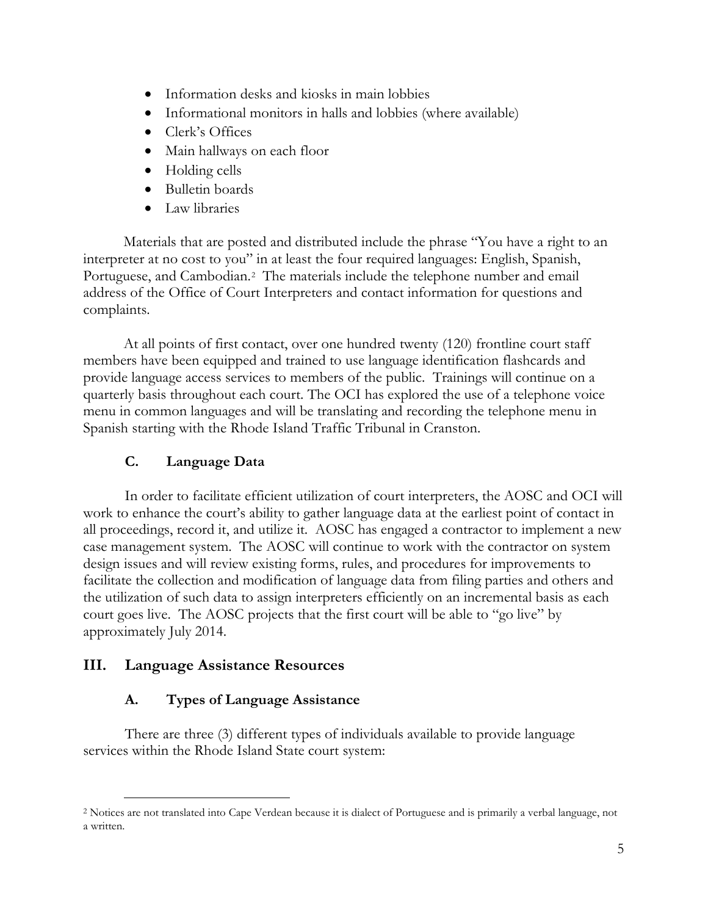- Information desks and kiosks in main lobbies
- Informational monitors in halls and lobbies (where available)
- Clerk's Offices
- Main hallways on each floor
- Holding cells
- Bulletin boards
- Law libraries

Materials that are posted and distributed include the phrase "You have a right to an interpreter at no cost to you" in at least the four required languages: English, Spanish, Portuguese, and Cambodian.[2] The materials include the telephone number and email address of the Office of Court Interpreters and contact information for questions and complaints.

At all points of first contact, over one hundred twenty (120) frontline court staff members have been equipped and trained to use language identification flashcards and provide language access services to members of the public. Trainings will continue on a quarterly basis throughout each court. The OCI has explored the use of a telephone voice menu in common languages and will be translating and recording the telephone menu in Spanish starting with the Rhode Island Traffic Tribunal in Cranston.

### C. Language Data

In order to facilitate efficient utilization of court interpreters, the AOSC and OCI will work to enhance the court's ability to gather language data at the earliest point of contact in all proceedings, record it, and utilize it. AOSC has engaged a contractor to implement a new case management system. The AOSC will continue to work with the contractor on system design issues and will review existing forms, rules, and procedures for improvements to facilitate the collection and modification of language data from filing parties and others and the utilization of such data to assign interpreters efficiently on an incremental basis as each court goes live. The AOSC projects that the first court will be able to "go live" by approximately July 2014.

## III. Language Assistance Resources

### A. Types of Language Assistance

There are three (3) different types of individuals available to provide language services within the Rhode Island State court system:

---

[2] Notices are not translated into Cape Verdean because it is dialect of Portuguese and is primarily a verbal language, not a written.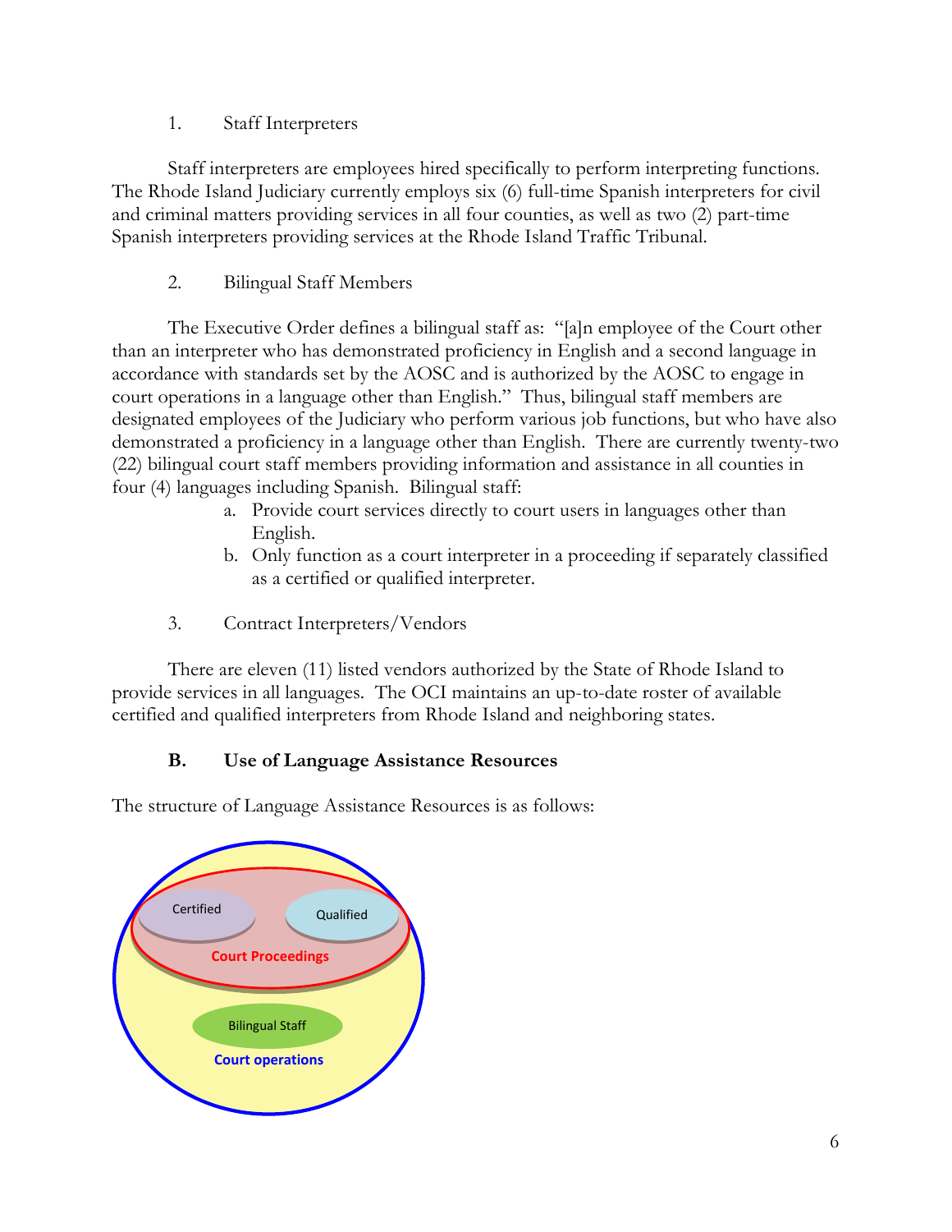1. Staff Interpreters

Staff interpreters are employees hired specifically to perform interpreting functions. The Rhode Island Judiciary currently employs six (6) full-time Spanish interpreters for civil and criminal matters providing services in all four counties, as well as two (2) part-time Spanish interpreters providing services at the Rhode Island Traffic Tribunal.

2. Bilingual Staff Members

The Executive Order defines a bilingual staff as: "[a]n employee of the Court other than an interpreter who has demonstrated proficiency in English and a second language in accordance with standards set by the AOSC and is authorized by the AOSC to engage in court operations in a language other than English." Thus, bilingual staff members are designated employees of the Judiciary who perform various job functions, but who have also demonstrated a proficiency in a language other than English. There are currently twenty-two (22) bilingual court staff members providing information and assistance in all counties in four (4) languages including Spanish. Bilingual staff:

a. Provide court services directly to court users in languages other than English.
b. Only function as a court interpreter in a proceeding if separately classified as a certified or qualified interpreter.

3. Contract Interpreters/Vendors

There are eleven (11) listed vendors authorized by the State of Rhode Island to provide services in all languages. The OCI maintains an up-to-date roster of available certified and qualified interpreters from Rhode Island and neighboring states.

### B. Use of Language Assistance Resources

The structure of Language Assistance Resources is as follows:

Certified

Qualified

Court Proceedings

Bilingual Staff

Court operations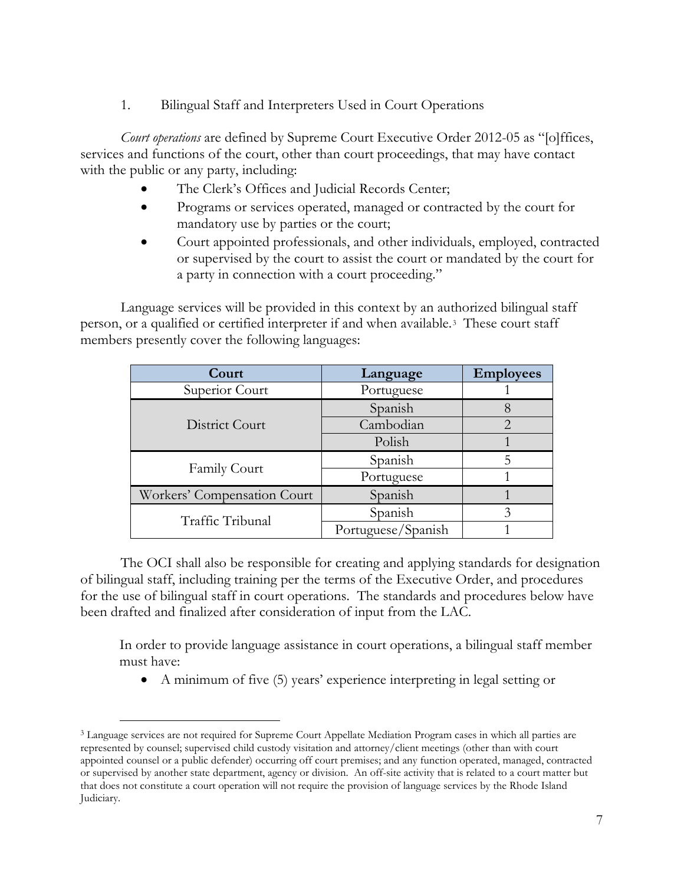1. Bilingual Staff and Interpreters Used in Court Operations

*Court operations* are defined by Supreme Court Executive Order 2012-05 as "[o]ffices, services and functions of the court, other than court proceedings, that may have contact with the public or any party, including:

- The Clerk's Offices and Judicial Records Center;
- Programs or services operated, managed or contracted by the court for mandatory use by parties or the court;
- Court appointed professionals, and other individuals, employed, contracted or supervised by the court to assist the court or mandated by the court for a party in connection with a court proceeding."

Language services will be provided in this context by an authorized bilingual staff person, or a qualified or certified interpreter if and when available.[3] These court staff members presently cover the following languages:

| Court | Language | Employees |
|---|---|---|
| Superior Court | Portuguese | 1 |
| District Court | Spanish | 8 |
| | Cambodian | 2 |
| | Polish | 1 |
| Family Court | Spanish | 5 |
| | Portuguese | 1 |
| Workers' Compensation Court | Spanish | 1 |
| Traffic Tribunal | Spanish | 3 |
| | Portuguese/Spanish | 1 |

The OCI shall also be responsible for creating and applying standards for designation of bilingual staff, including training per the terms of the Executive Order, and procedures for the use of bilingual staff in court operations. The standards and procedures below have been drafted and finalized after consideration of input from the LAC.

In order to provide language assistance in court operations, a bilingual staff member must have:

- A minimum of five (5) years' experience interpreting in legal setting or

[3] Language services are not required for Supreme Court Appellate Mediation Program cases in which all parties are represented by counsel; supervised child custody visitation and attorney/client meetings (other than with court appointed counsel or a public defender) occurring off court premises; and any function operated, managed, contracted or supervised by another state department, agency or division. An off-site activity that is related to a court matter but that does not constitute a court operation will not require the provision of language services by the Rhode Island Judiciary.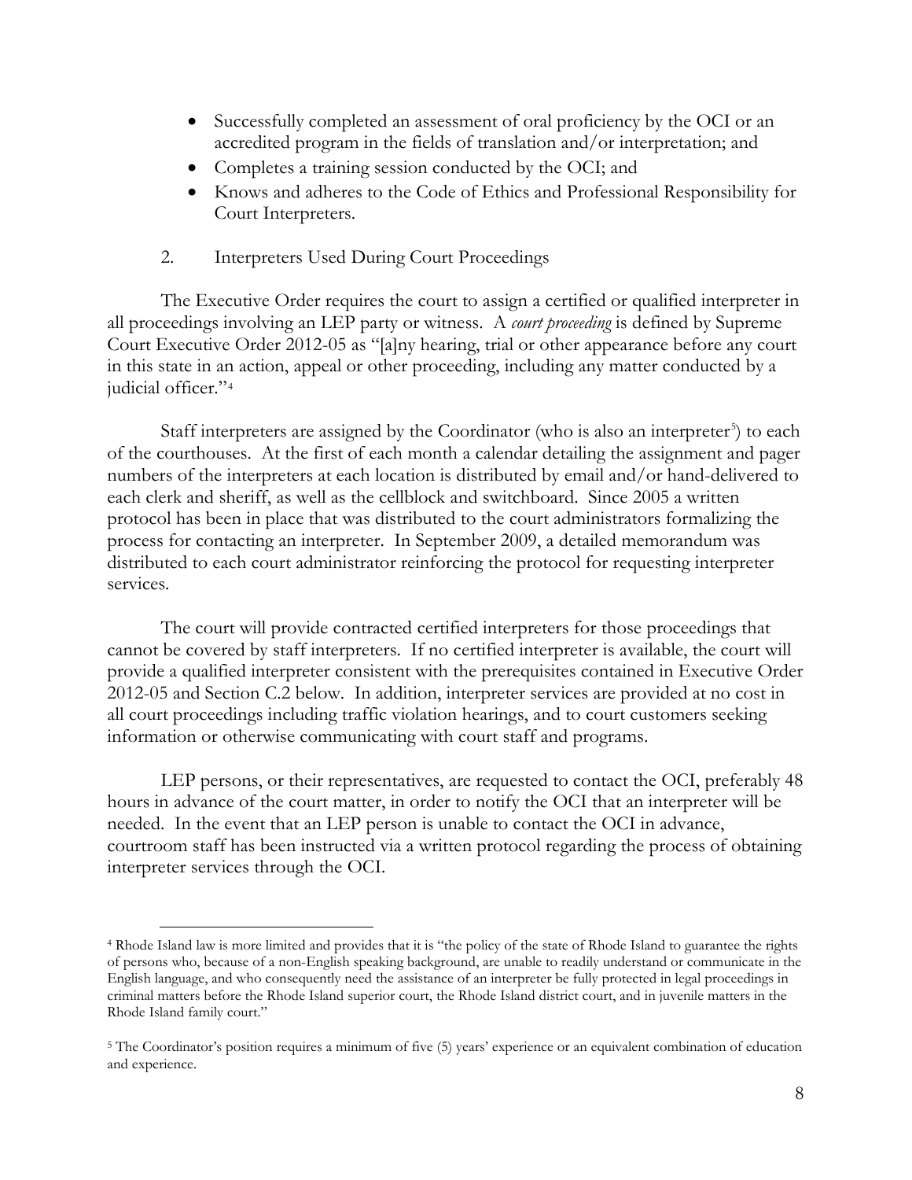- Successfully completed an assessment of oral proficiency by the OCI or an accredited program in the fields of translation and/or interpretation; and
- Completes a training session conducted by the OCI; and
- Knows and adheres to the Code of Ethics and Professional Responsibility for Court Interpreters.

2. Interpreters Used During Court Proceedings

The Executive Order requires the court to assign a certified or qualified interpreter in all proceedings involving an LEP party or witness. A *court proceeding* is defined by Supreme Court Executive Order 2012-05 as "[a]ny hearing, trial or other appearance before any court in this state in an action, appeal or other proceeding, including any matter conducted by a judicial officer."[4]

Staff interpreters are assigned by the Coordinator (who is also an interpreter[5]) to each of the courthouses. At the first of each month a calendar detailing the assignment and pager numbers of the interpreters at each location is distributed by email and/or hand-delivered to each clerk and sheriff, as well as the cellblock and switchboard. Since 2005 a written protocol has been in place that was distributed to the court administrators formalizing the process for contacting an interpreter. In September 2009, a detailed memorandum was distributed to each court administrator reinforcing the protocol for requesting interpreter services.

The court will provide contracted certified interpreters for those proceedings that cannot be covered by staff interpreters. If no certified interpreter is available, the court will provide a qualified interpreter consistent with the prerequisites contained in Executive Order 2012-05 and Section C.2 below. In addition, interpreter services are provided at no cost in all court proceedings including traffic violation hearings, and to court customers seeking information or otherwise communicating with court staff and programs.

LEP persons, or their representatives, are requested to contact the OCI, preferably 48 hours in advance of the court matter, in order to notify the OCI that an interpreter will be needed. In the event that an LEP person is unable to contact the OCI in advance, courtroom staff has been instructed via a written protocol regarding the process of obtaining interpreter services through the OCI.

---

[4] Rhode Island law is more limited and provides that it is "the policy of the state of Rhode Island to guarantee the rights of persons who, because of a non-English speaking background, are unable to readily understand or communicate in the English language, and who consequently need the assistance of an interpreter be fully protected in legal proceedings in criminal matters before the Rhode Island superior court, the Rhode Island district court, and in juvenile matters in the Rhode Island family court."

[5] The Coordinator's position requires a minimum of five (5) years' experience or an equivalent combination of education and experience.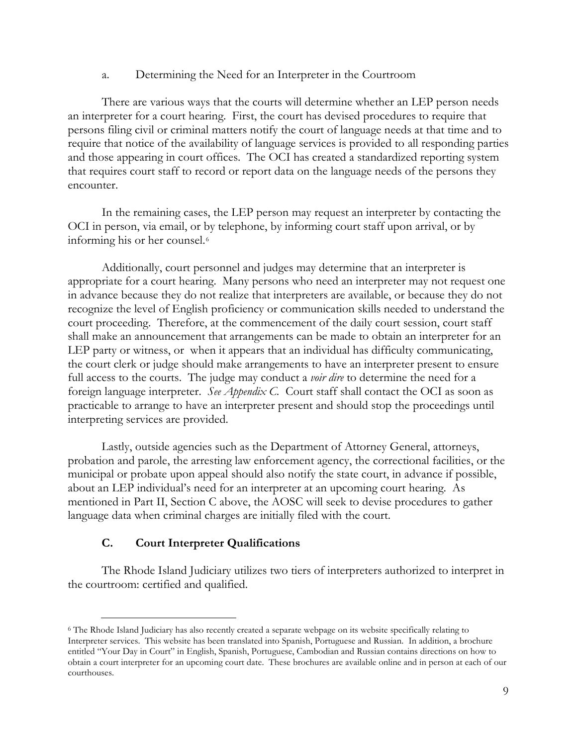a. Determining the Need for an Interpreter in the Courtroom

There are various ways that the courts will determine whether an LEP person needs an interpreter for a court hearing. First, the court has devised procedures to require that persons filing civil or criminal matters notify the court of language needs at that time and to require that notice of the availability of language services is provided to all responding parties and those appearing in court offices. The OCI has created a standardized reporting system that requires court staff to record or report data on the language needs of the persons they encounter.

In the remaining cases, the LEP person may request an interpreter by contacting the OCI in person, via email, or by telephone, by informing court staff upon arrival, or by informing his or her counsel.[6]

Additionally, court personnel and judges may determine that an interpreter is appropriate for a court hearing. Many persons who need an interpreter may not request one in advance because they do not realize that interpreters are available, or because they do not recognize the level of English proficiency or communication skills needed to understand the court proceeding. Therefore, at the commencement of the daily court session, court staff shall make an announcement that arrangements can be made to obtain an interpreter for an LEP party or witness, or when it appears that an individual has difficulty communicating, the court clerk or judge should make arrangements to have an interpreter present to ensure full access to the courts. The judge may conduct a *voir dire* to determine the need for a foreign language interpreter. *See Appendix C.* Court staff shall contact the OCI as soon as practicable to arrange to have an interpreter present and should stop the proceedings until interpreting services are provided.

Lastly, outside agencies such as the Department of Attorney General, attorneys, probation and parole, the arresting law enforcement agency, the correctional facilities, or the municipal or probate upon appeal should also notify the state court, in advance if possible, about an LEP individual's need for an interpreter at an upcoming court hearing. As mentioned in Part II, Section C above, the AOSC will seek to devise procedures to gather language data when criminal charges are initially filed with the court.

## C. Court Interpreter Qualifications

The Rhode Island Judiciary utilizes two tiers of interpreters authorized to interpret in the courtroom: certified and qualified.

---

[6] The Rhode Island Judiciary has also recently created a separate webpage on its website specifically relating to Interpreter services. This website has been translated into Spanish, Portuguese and Russian. In addition, a brochure entitled "Your Day in Court" in English, Spanish, Portuguese, Cambodian and Russian contains directions on how to obtain a court interpreter for an upcoming court date. These brochures are available online and in person at each of our courthouses.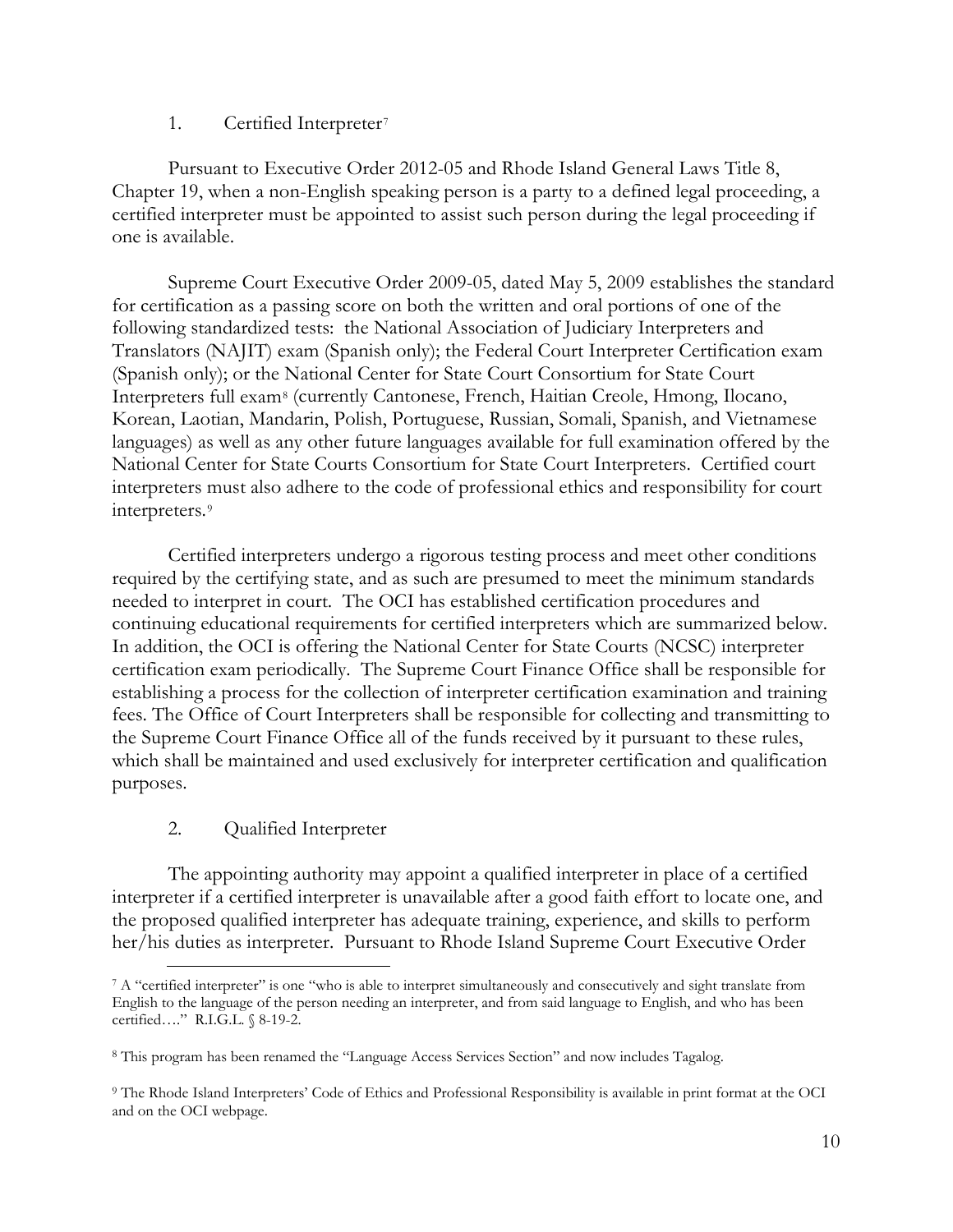1. Certified Interpreter[7]

Pursuant to Executive Order 2012-05 and Rhode Island General Laws Title 8, Chapter 19, when a non-English speaking person is a party to a defined legal proceeding, a certified interpreter must be appointed to assist such person during the legal proceeding if one is available.

Supreme Court Executive Order 2009-05, dated May 5, 2009 establishes the standard for certification as a passing score on both the written and oral portions of one of the following standardized tests: the National Association of Judiciary Interpreters and Translators (NAJIT) exam (Spanish only); the Federal Court Interpreter Certification exam (Spanish only); or the National Center for State Court Consortium for State Court Interpreters full exam[8] (currently Cantonese, French, Haitian Creole, Hmong, Ilocano, Korean, Laotian, Mandarin, Polish, Portuguese, Russian, Somali, Spanish, and Vietnamese languages) as well as any other future languages available for full examination offered by the National Center for State Courts Consortium for State Court Interpreters. Certified court interpreters must also adhere to the code of professional ethics and responsibility for court interpreters.[9]

Certified interpreters undergo a rigorous testing process and meet other conditions required by the certifying state, and as such are presumed to meet the minimum standards needed to interpret in court. The OCI has established certification procedures and continuing educational requirements for certified interpreters which are summarized below. In addition, the OCI is offering the National Center for State Courts (NCSC) interpreter certification exam periodically. The Supreme Court Finance Office shall be responsible for establishing a process for the collection of interpreter certification examination and training fees. The Office of Court Interpreters shall be responsible for collecting and transmitting to the Supreme Court Finance Office all of the funds received by it pursuant to these rules, which shall be maintained and used exclusively for interpreter certification and qualification purposes.

2. Qualified Interpreter

The appointing authority may appoint a qualified interpreter in place of a certified interpreter if a certified interpreter is unavailable after a good faith effort to locate one, and the proposed qualified interpreter has adequate training, experience, and skills to perform her/his duties as interpreter. Pursuant to Rhode Island Supreme Court Executive Order

---

[7] A "certified interpreter" is one "who is able to interpret simultaneously and consecutively and sight translate from English to the language of the person needing an interpreter, and from said language to English, and who has been certified…." R.I.G.L. § 8-19-2.

[8] This program has been renamed the "Language Access Services Section" and now includes Tagalog.

[9] The Rhode Island Interpreters' Code of Ethics and Professional Responsibility is available in print format at the OCI and on the OCI webpage.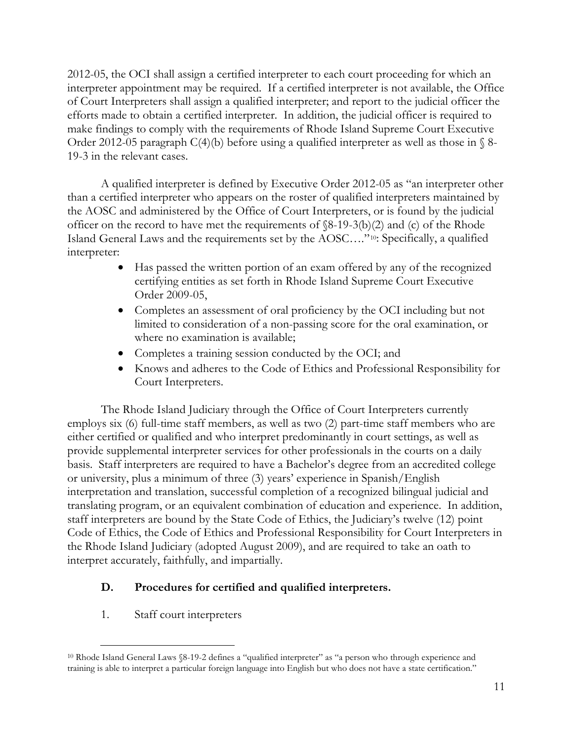2012-05, the OCI shall assign a certified interpreter to each court proceeding for which an interpreter appointment may be required. If a certified interpreter is not available, the Office of Court Interpreters shall assign a qualified interpreter; and report to the judicial officer the efforts made to obtain a certified interpreter. In addition, the judicial officer is required to make findings to comply with the requirements of Rhode Island Supreme Court Executive Order 2012-05 paragraph C(4)(b) before using a qualified interpreter as well as those in § 8-19-3 in the relevant cases.

A qualified interpreter is defined by Executive Order 2012-05 as "an interpreter other than a certified interpreter who appears on the roster of qualified interpreters maintained by the AOSC and administered by the Office of Court Interpreters, or is found by the judicial officer on the record to have met the requirements of §8-19-3(b)(2) and (c) of the Rhode Island General Laws and the requirements set by the AOSC…."[10]: Specifically, a qualified interpreter:

- Has passed the written portion of an exam offered by any of the recognized certifying entities as set forth in Rhode Island Supreme Court Executive Order 2009-05,
- Completes an assessment of oral proficiency by the OCI including but not limited to consideration of a non-passing score for the oral examination, or where no examination is available;
- Completes a training session conducted by the OCI; and
- Knows and adheres to the Code of Ethics and Professional Responsibility for Court Interpreters.

The Rhode Island Judiciary through the Office of Court Interpreters currently employs six (6) full-time staff members, as well as two (2) part-time staff members who are either certified or qualified and who interpret predominantly in court settings, as well as provide supplemental interpreter services for other professionals in the courts on a daily basis. Staff interpreters are required to have a Bachelor's degree from an accredited college or university, plus a minimum of three (3) years' experience in Spanish/English interpretation and translation, successful completion of a recognized bilingual judicial and translating program, or an equivalent combination of education and experience. In addition, staff interpreters are bound by the State Code of Ethics, the Judiciary's twelve (12) point Code of Ethics, the Code of Ethics and Professional Responsibility for Court Interpreters in the Rhode Island Judiciary (adopted August 2009), and are required to take an oath to interpret accurately, faithfully, and impartially.

### D. Procedures for certified and qualified interpreters.

1. Staff court interpreters

[10] Rhode Island General Laws §8-19-2 defines a "qualified interpreter" as "a person who through experience and training is able to interpret a particular foreign language into English but who does not have a state certification."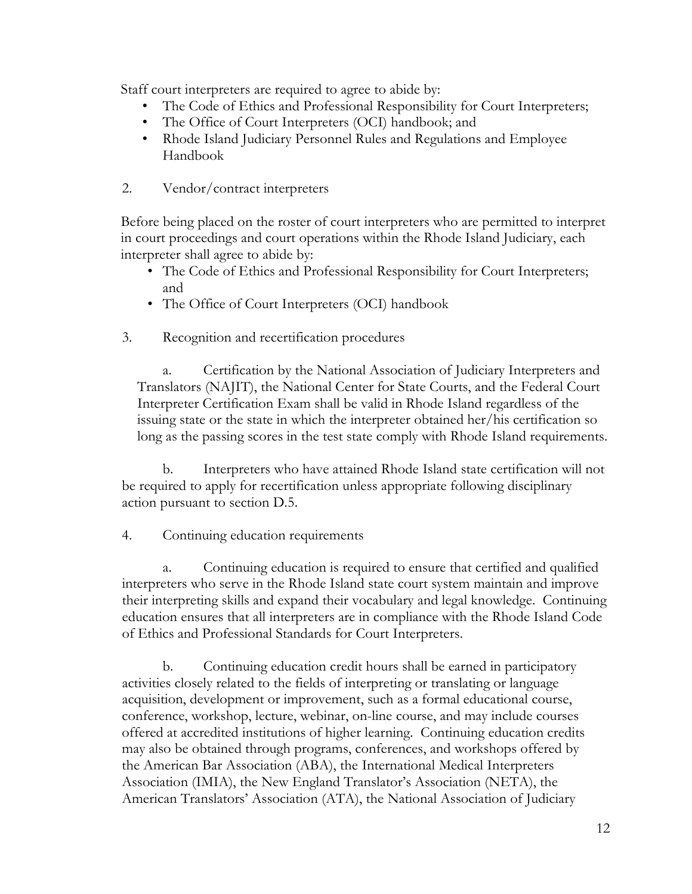Staff court interpreters are required to agree to abide by:

- The Code of Ethics and Professional Responsibility for Court Interpreters;
- The Office of Court Interpreters (OCI) handbook; and
- Rhode Island Judiciary Personnel Rules and Regulations and Employee Handbook

2. Vendor/contract interpreters

Before being placed on the roster of court interpreters who are permitted to interpret in court proceedings and court operations within the Rhode Island Judiciary, each interpreter shall agree to abide by:

- The Code of Ethics and Professional Responsibility for Court Interpreters; and
- The Office of Court Interpreters (OCI) handbook

3. Recognition and recertification procedures

a. Certification by the National Association of Judiciary Interpreters and Translators (NAJIT), the National Center for State Courts, and the Federal Court Interpreter Certification Exam shall be valid in Rhode Island regardless of the issuing state or the state in which the interpreter obtained her/his certification so long as the passing scores in the test state comply with Rhode Island requirements.

b. Interpreters who have attained Rhode Island state certification will not be required to apply for recertification unless appropriate following disciplinary action pursuant to section D.5.

4. Continuing education requirements

a. Continuing education is required to ensure that certified and qualified interpreters who serve in the Rhode Island state court system maintain and improve their interpreting skills and expand their vocabulary and legal knowledge. Continuing education ensures that all interpreters are in compliance with the Rhode Island Code of Ethics and Professional Standards for Court Interpreters.

b. Continuing education credit hours shall be earned in participatory activities closely related to the fields of interpreting or translating or language acquisition, development or improvement, such as a formal educational course, conference, workshop, lecture, webinar, on-line course, and may include courses offered at accredited institutions of higher learning. Continuing education credits may also be obtained through programs, conferences, and workshops offered by the American Bar Association (ABA), the International Medical Interpreters Association (IMIA), the New England Translator's Association (NETA), the American Translators' Association (ATA), the National Association of Judiciary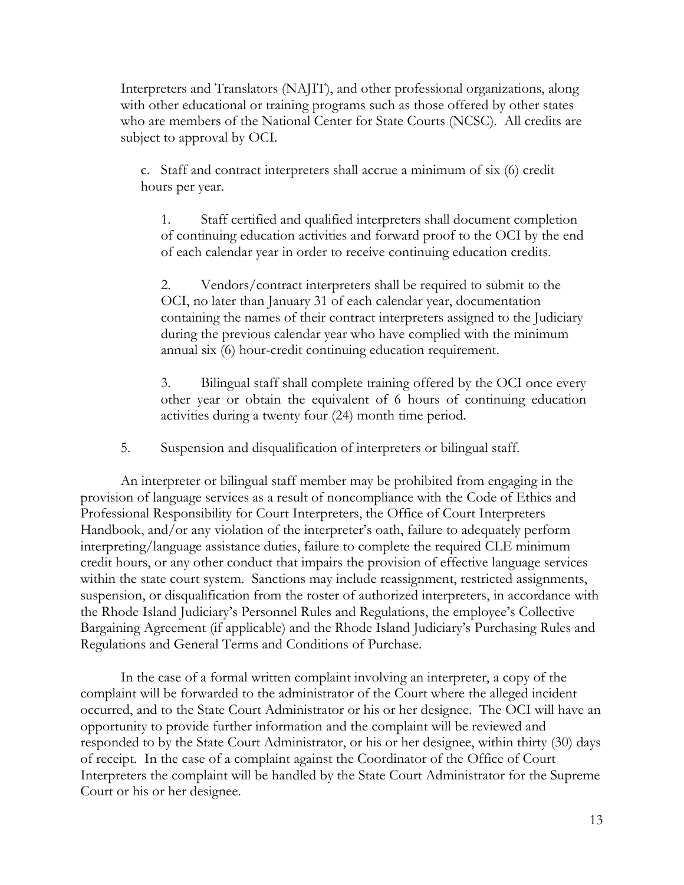Interpreters and Translators (NAJIT), and other professional organizations, along with other educational or training programs such as those offered by other states who are members of the National Center for State Courts (NCSC). All credits are subject to approval by OCI.

c. Staff and contract interpreters shall accrue a minimum of six (6) credit hours per year.

1. Staff certified and qualified interpreters shall document completion of continuing education activities and forward proof to the OCI by the end of each calendar year in order to receive continuing education credits.

2. Vendors/contract interpreters shall be required to submit to the OCI, no later than January 31 of each calendar year, documentation containing the names of their contract interpreters assigned to the Judiciary during the previous calendar year who have complied with the minimum annual six (6) hour-credit continuing education requirement.

3. Bilingual staff shall complete training offered by the OCI once every other year or obtain the equivalent of 6 hours of continuing education activities during a twenty four (24) month time period.

5. Suspension and disqualification of interpreters or bilingual staff.

An interpreter or bilingual staff member may be prohibited from engaging in the provision of language services as a result of noncompliance with the Code of Ethics and Professional Responsibility for Court Interpreters, the Office of Court Interpreters Handbook, and/or any violation of the interpreter's oath, failure to adequately perform interpreting/language assistance duties, failure to complete the required CLE minimum credit hours, or any other conduct that impairs the provision of effective language services within the state court system. Sanctions may include reassignment, restricted assignments, suspension, or disqualification from the roster of authorized interpreters, in accordance with the Rhode Island Judiciary's Personnel Rules and Regulations, the employee's Collective Bargaining Agreement (if applicable) and the Rhode Island Judiciary's Purchasing Rules and Regulations and General Terms and Conditions of Purchase.

In the case of a formal written complaint involving an interpreter, a copy of the complaint will be forwarded to the administrator of the Court where the alleged incident occurred, and to the State Court Administrator or his or her designee. The OCI will have an opportunity to provide further information and the complaint will be reviewed and responded to by the State Court Administrator, or his or her designee, within thirty (30) days of receipt. In the case of a complaint against the Coordinator of the Office of Court Interpreters the complaint will be handled by the State Court Administrator for the Supreme Court or his or her designee.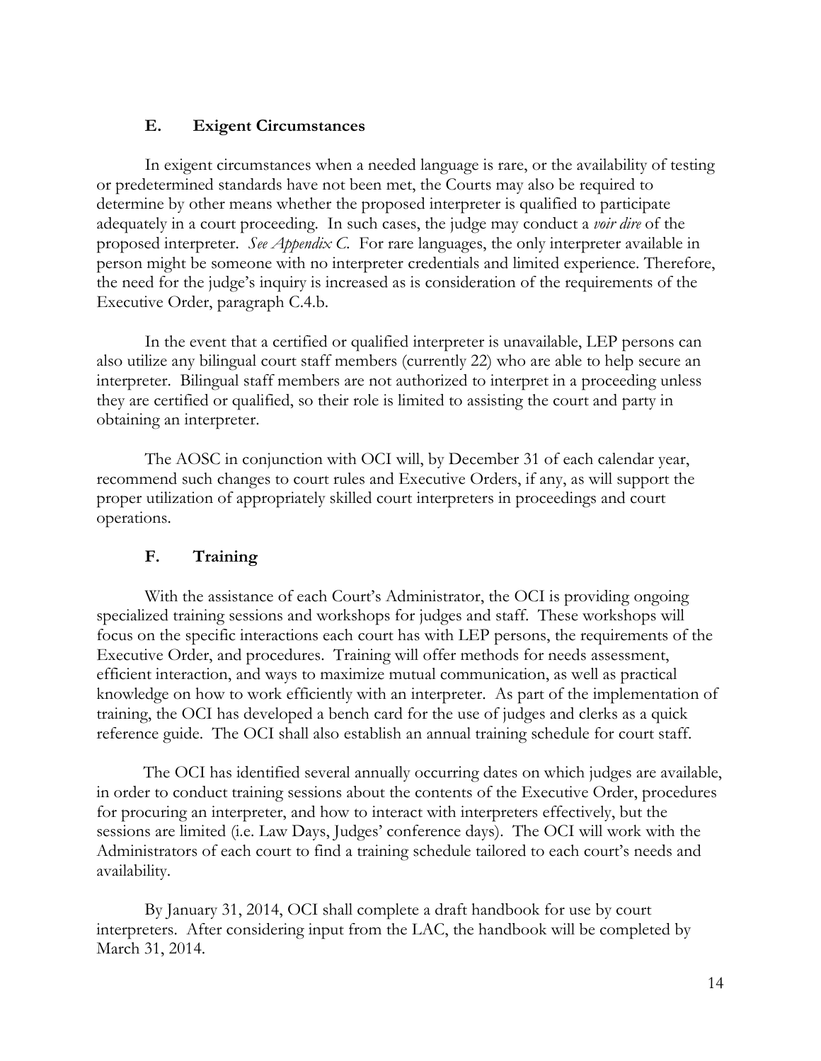### E. Exigent Circumstances

In exigent circumstances when a needed language is rare, or the availability of testing or predetermined standards have not been met, the Courts may also be required to determine by other means whether the proposed interpreter is qualified to participate adequately in a court proceeding. In such cases, the judge may conduct a *voir dire* of the proposed interpreter. *See Appendix C.* For rare languages, the only interpreter available in person might be someone with no interpreter credentials and limited experience. Therefore, the need for the judge's inquiry is increased as is consideration of the requirements of the Executive Order, paragraph C.4.b.

In the event that a certified or qualified interpreter is unavailable, LEP persons can also utilize any bilingual court staff members (currently 22) who are able to help secure an interpreter. Bilingual staff members are not authorized to interpret in a proceeding unless they are certified or qualified, so their role is limited to assisting the court and party in obtaining an interpreter.

The AOSC in conjunction with OCI will, by December 31 of each calendar year, recommend such changes to court rules and Executive Orders, if any, as will support the proper utilization of appropriately skilled court interpreters in proceedings and court operations.

### F. Training

With the assistance of each Court's Administrator, the OCI is providing ongoing specialized training sessions and workshops for judges and staff. These workshops will focus on the specific interactions each court has with LEP persons, the requirements of the Executive Order, and procedures. Training will offer methods for needs assessment, efficient interaction, and ways to maximize mutual communication, as well as practical knowledge on how to work efficiently with an interpreter. As part of the implementation of training, the OCI has developed a bench card for the use of judges and clerks as a quick reference guide. The OCI shall also establish an annual training schedule for court staff.

The OCI has identified several annually occurring dates on which judges are available, in order to conduct training sessions about the contents of the Executive Order, procedures for procuring an interpreter, and how to interact with interpreters effectively, but the sessions are limited (i.e. Law Days, Judges' conference days). The OCI will work with the Administrators of each court to find a training schedule tailored to each court's needs and availability.

By January 31, 2014, OCI shall complete a draft handbook for use by court interpreters. After considering input from the LAC, the handbook will be completed by March 31, 2014.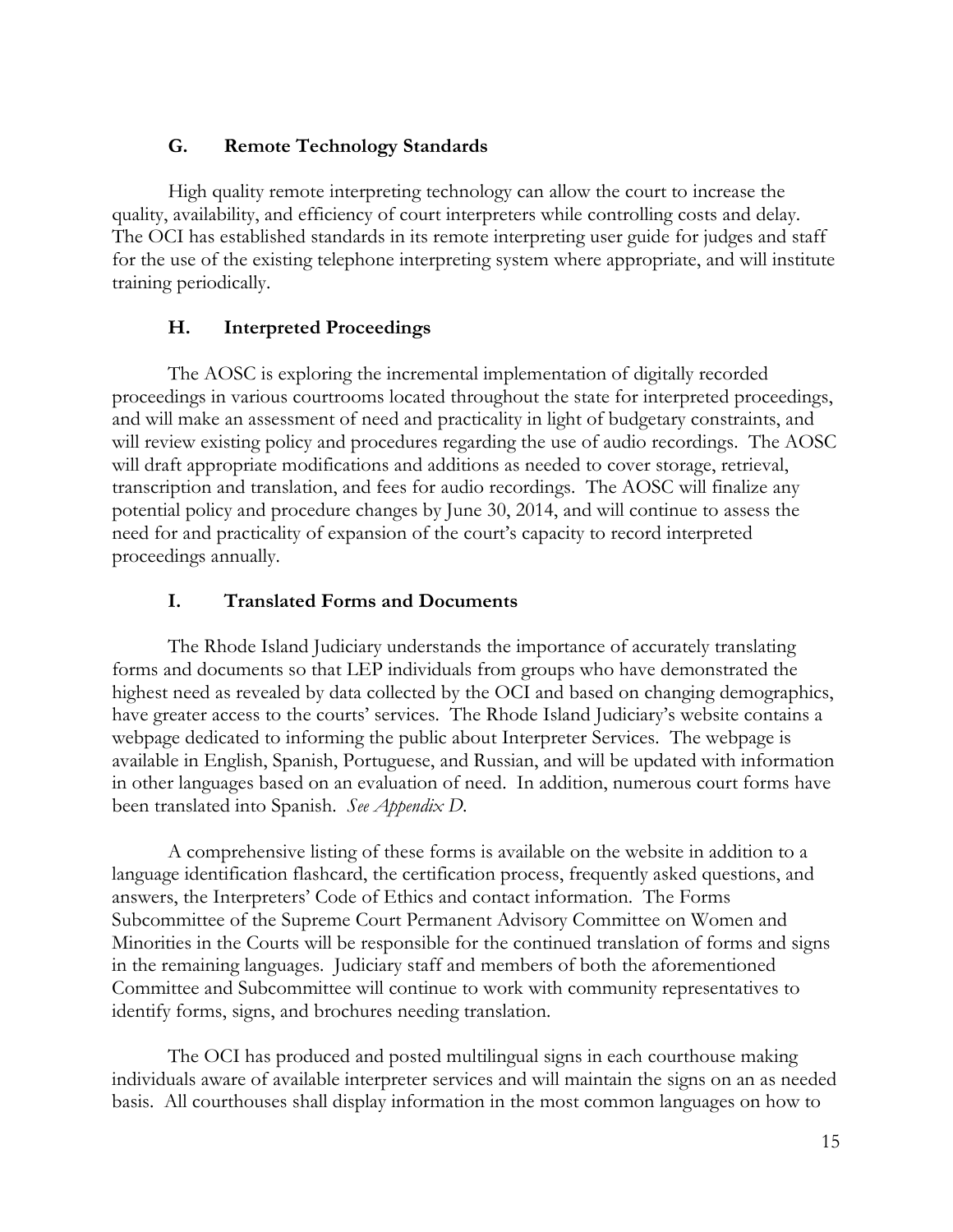### G. Remote Technology Standards

High quality remote interpreting technology can allow the court to increase the quality, availability, and efficiency of court interpreters while controlling costs and delay. The OCI has established standards in its remote interpreting user guide for judges and staff for the use of the existing telephone interpreting system where appropriate, and will institute training periodically.

### H. Interpreted Proceedings

The AOSC is exploring the incremental implementation of digitally recorded proceedings in various courtrooms located throughout the state for interpreted proceedings, and will make an assessment of need and practicality in light of budgetary constraints, and will review existing policy and procedures regarding the use of audio recordings. The AOSC will draft appropriate modifications and additions as needed to cover storage, retrieval, transcription and translation, and fees for audio recordings. The AOSC will finalize any potential policy and procedure changes by June 30, 2014, and will continue to assess the need for and practicality of expansion of the court's capacity to record interpreted proceedings annually.

### I. Translated Forms and Documents

The Rhode Island Judiciary understands the importance of accurately translating forms and documents so that LEP individuals from groups who have demonstrated the highest need as revealed by data collected by the OCI and based on changing demographics, have greater access to the courts' services. The Rhode Island Judiciary's website contains a webpage dedicated to informing the public about Interpreter Services. The webpage is available in English, Spanish, Portuguese, and Russian, and will be updated with information in other languages based on an evaluation of need. In addition, numerous court forms have been translated into Spanish. *See Appendix D.*

A comprehensive listing of these forms is available on the website in addition to a language identification flashcard, the certification process, frequently asked questions, and answers, the Interpreters' Code of Ethics and contact information. The Forms Subcommittee of the Supreme Court Permanent Advisory Committee on Women and Minorities in the Courts will be responsible for the continued translation of forms and signs in the remaining languages. Judiciary staff and members of both the aforementioned Committee and Subcommittee will continue to work with community representatives to identify forms, signs, and brochures needing translation.

The OCI has produced and posted multilingual signs in each courthouse making individuals aware of available interpreter services and will maintain the signs on an as needed basis. All courthouses shall display information in the most common languages on how to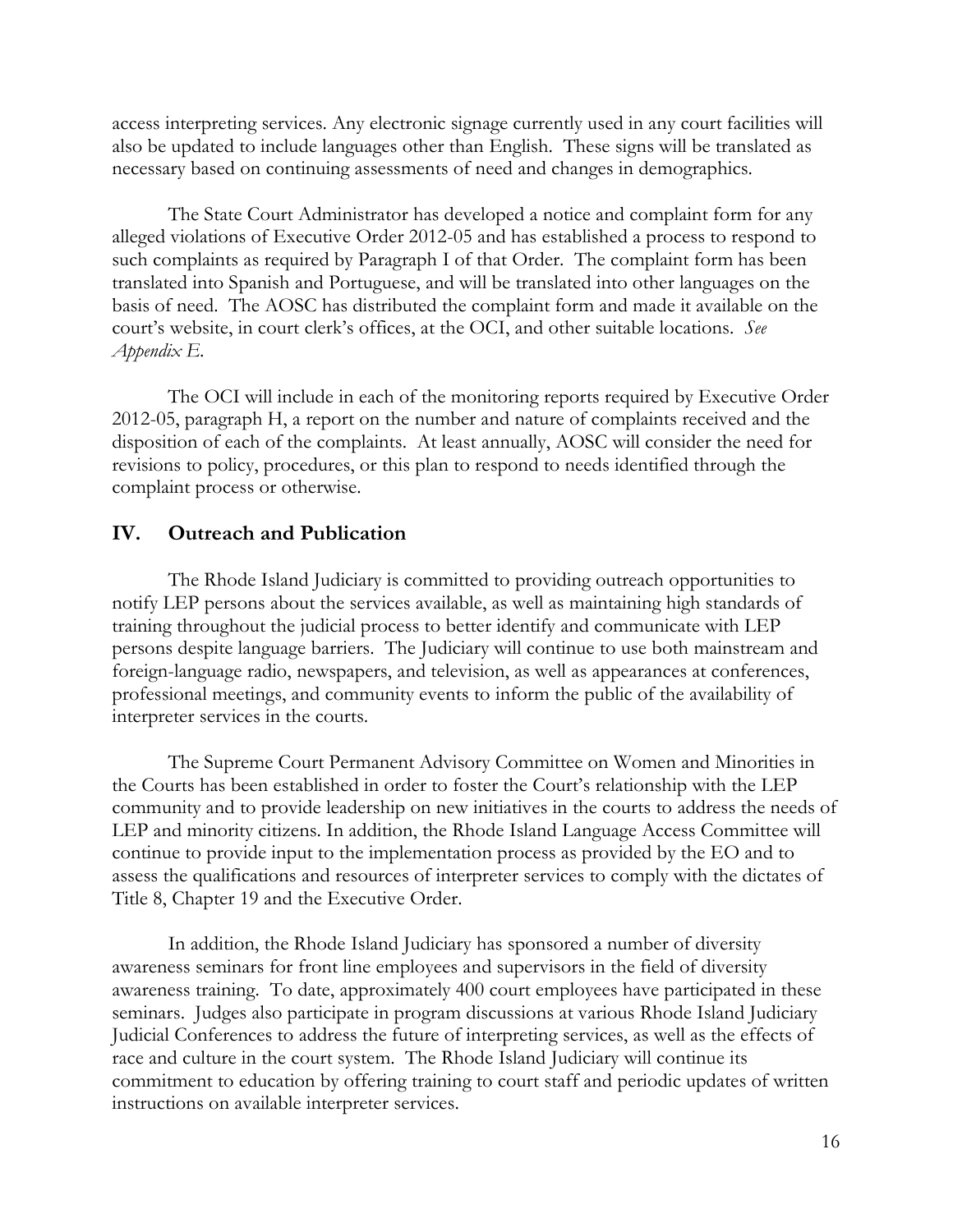access interpreting services. Any electronic signage currently used in any court facilities will also be updated to include languages other than English. These signs will be translated as necessary based on continuing assessments of need and changes in demographics.

The State Court Administrator has developed a notice and complaint form for any alleged violations of Executive Order 2012-05 and has established a process to respond to such complaints as required by Paragraph I of that Order. The complaint form has been translated into Spanish and Portuguese, and will be translated into other languages on the basis of need. The AOSC has distributed the complaint form and made it available on the court's website, in court clerk's offices, at the OCI, and other suitable locations. *See Appendix E.*

The OCI will include in each of the monitoring reports required by Executive Order 2012-05, paragraph H, a report on the number and nature of complaints received and the disposition of each of the complaints. At least annually, AOSC will consider the need for revisions to policy, procedures, or this plan to respond to needs identified through the complaint process or otherwise.

## IV. Outreach and Publication

The Rhode Island Judiciary is committed to providing outreach opportunities to notify LEP persons about the services available, as well as maintaining high standards of training throughout the judicial process to better identify and communicate with LEP persons despite language barriers. The Judiciary will continue to use both mainstream and foreign-language radio, newspapers, and television, as well as appearances at conferences, professional meetings, and community events to inform the public of the availability of interpreter services in the courts.

The Supreme Court Permanent Advisory Committee on Women and Minorities in the Courts has been established in order to foster the Court's relationship with the LEP community and to provide leadership on new initiatives in the courts to address the needs of LEP and minority citizens. In addition, the Rhode Island Language Access Committee will continue to provide input to the implementation process as provided by the EO and to assess the qualifications and resources of interpreter services to comply with the dictates of Title 8, Chapter 19 and the Executive Order.

In addition, the Rhode Island Judiciary has sponsored a number of diversity awareness seminars for front line employees and supervisors in the field of diversity awareness training. To date, approximately 400 court employees have participated in these seminars. Judges also participate in program discussions at various Rhode Island Judiciary Judicial Conferences to address the future of interpreting services, as well as the effects of race and culture in the court system. The Rhode Island Judiciary will continue its commitment to education by offering training to court staff and periodic updates of written instructions on available interpreter services.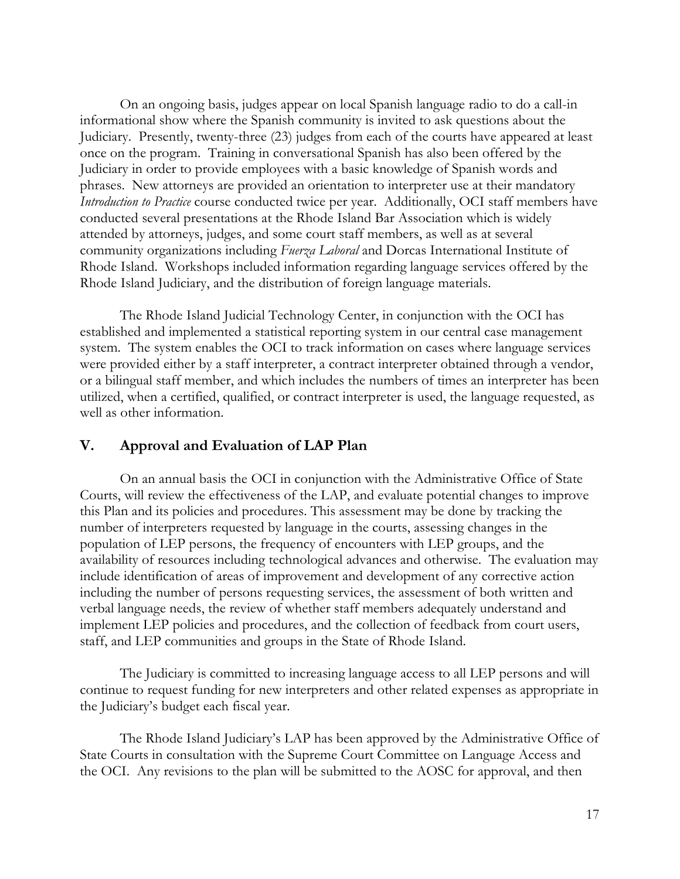On an ongoing basis, judges appear on local Spanish language radio to do a call-in informational show where the Spanish community is invited to ask questions about the Judiciary. Presently, twenty-three (23) judges from each of the courts have appeared at least once on the program. Training in conversational Spanish has also been offered by the Judiciary in order to provide employees with a basic knowledge of Spanish words and phrases. New attorneys are provided an orientation to interpreter use at their mandatory *Introduction to Practice* course conducted twice per year. Additionally, OCI staff members have conducted several presentations at the Rhode Island Bar Association which is widely attended by attorneys, judges, and some court staff members, as well as at several community organizations including *Fuerza Laboral* and Dorcas International Institute of Rhode Island. Workshops included information regarding language services offered by the Rhode Island Judiciary, and the distribution of foreign language materials.

The Rhode Island Judicial Technology Center, in conjunction with the OCI has established and implemented a statistical reporting system in our central case management system. The system enables the OCI to track information on cases where language services were provided either by a staff interpreter, a contract interpreter obtained through a vendor, or a bilingual staff member, and which includes the numbers of times an interpreter has been utilized, when a certified, qualified, or contract interpreter is used, the language requested, as well as other information.

## V. Approval and Evaluation of LAP Plan

On an annual basis the OCI in conjunction with the Administrative Office of State Courts, will review the effectiveness of the LAP, and evaluate potential changes to improve this Plan and its policies and procedures. This assessment may be done by tracking the number of interpreters requested by language in the courts, assessing changes in the population of LEP persons, the frequency of encounters with LEP groups, and the availability of resources including technological advances and otherwise. The evaluation may include identification of areas of improvement and development of any corrective action including the number of persons requesting services, the assessment of both written and verbal language needs, the review of whether staff members adequately understand and implement LEP policies and procedures, and the collection of feedback from court users, staff, and LEP communities and groups in the State of Rhode Island.

The Judiciary is committed to increasing language access to all LEP persons and will continue to request funding for new interpreters and other related expenses as appropriate in the Judiciary's budget each fiscal year.

The Rhode Island Judiciary's LAP has been approved by the Administrative Office of State Courts in consultation with the Supreme Court Committee on Language Access and the OCI. Any revisions to the plan will be submitted to the AOSC for approval, and then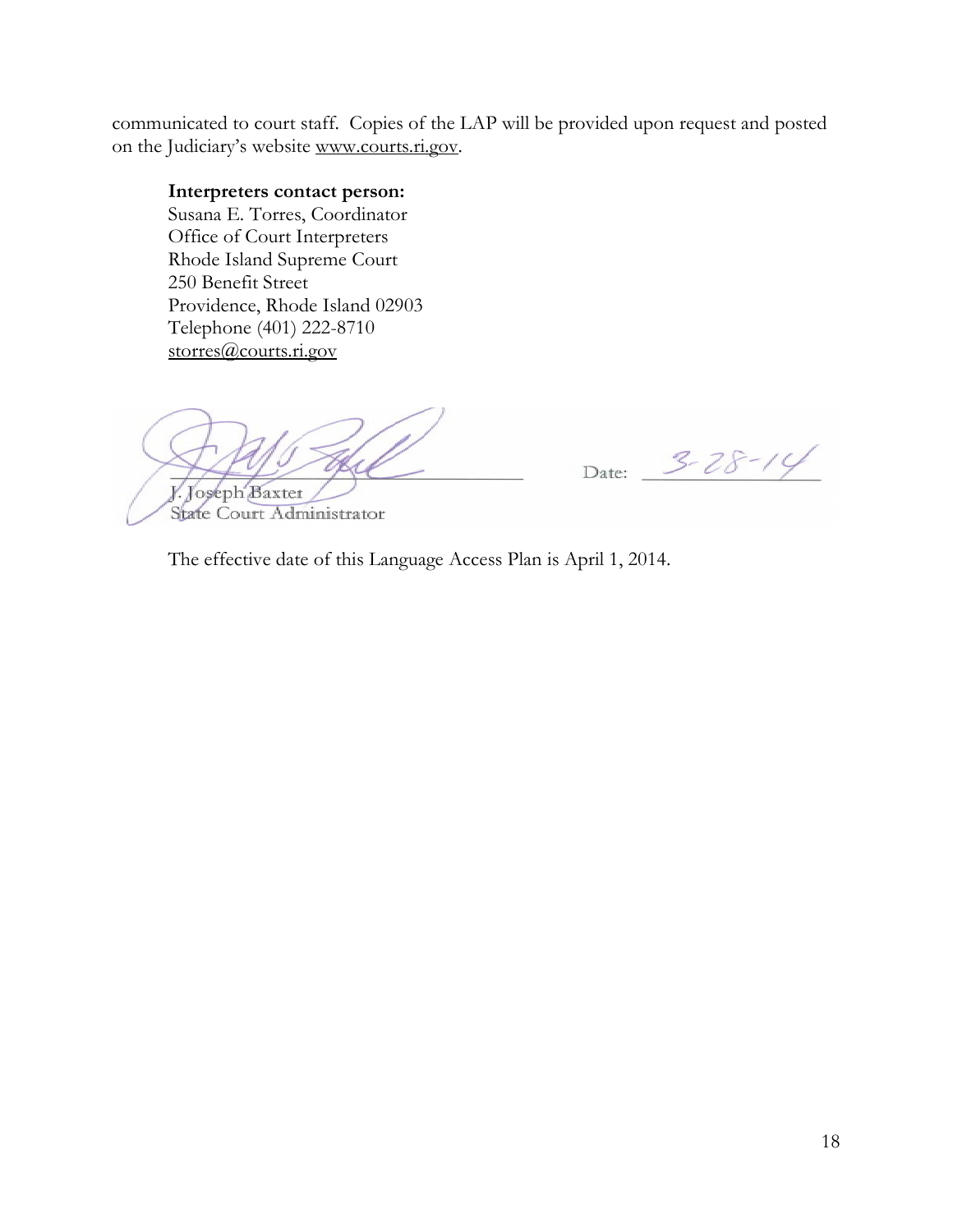communicated to court staff. Copies of the LAP will be provided upon request and posted on the Judiciary's website www.courts.ri.gov.

**Interpreters contact person:**
Susana E. Torres, Coordinator
Office of Court Interpreters
Rhode Island Supreme Court
250 Benefit Street
Providence, Rhode Island 02903
Telephone (401) 222-8710
storres@courts.ri.gov

J. Joseph Baxter
State Court Administrator

Date: 3-28-14

The effective date of this Language Access Plan is April 1, 2014.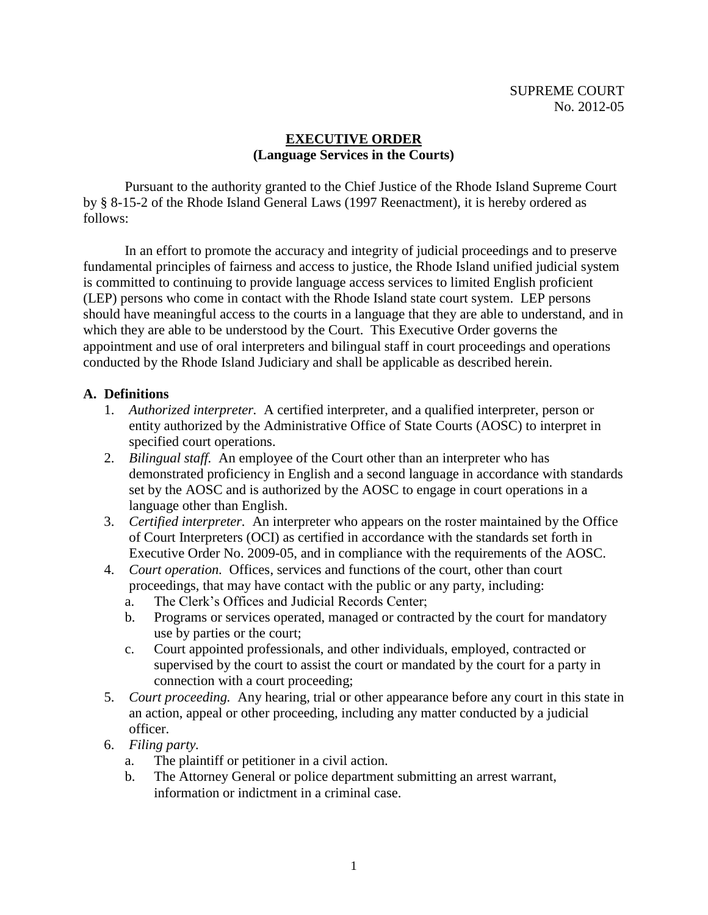SUPREME COURT
No. 2012-05

# EXECUTIVE ORDER
## (Language Services in the Courts)

Pursuant to the authority granted to the Chief Justice of the Rhode Island Supreme Court by § 8-15-2 of the Rhode Island General Laws (1997 Reenactment), it is hereby ordered as follows:

In an effort to promote the accuracy and integrity of judicial proceedings and to preserve fundamental principles of fairness and access to justice, the Rhode Island unified judicial system is committed to continuing to provide language access services to limited English proficient (LEP) persons who come in contact with the Rhode Island state court system. LEP persons should have meaningful access to the courts in a language that they are able to understand, and in which they are able to be understood by the Court. This Executive Order governs the appointment and use of oral interpreters and bilingual staff in court proceedings and operations conducted by the Rhode Island Judiciary and shall be applicable as described herein.

### A. Definitions

1. *Authorized interpreter.* A certified interpreter, and a qualified interpreter, person or entity authorized by the Administrative Office of State Courts (AOSC) to interpret in specified court operations.
2. *Bilingual staff.* An employee of the Court other than an interpreter who has demonstrated proficiency in English and a second language in accordance with standards set by the AOSC and is authorized by the AOSC to engage in court operations in a language other than English.
3. *Certified interpreter.* An interpreter who appears on the roster maintained by the Office of Court Interpreters (OCI) as certified in accordance with the standards set forth in Executive Order No. 2009-05, and in compliance with the requirements of the AOSC.
4. *Court operation.* Offices, services and functions of the court, other than court proceedings, that may have contact with the public or any party, including:
   a. The Clerk's Offices and Judicial Records Center;
   b. Programs or services operated, managed or contracted by the court for mandatory use by parties or the court;
   c. Court appointed professionals, and other individuals, employed, contracted or supervised by the court to assist the court or mandated by the court for a party in connection with a court proceeding;
5. *Court proceeding.* Any hearing, trial or other appearance before any court in this state in an action, appeal or other proceeding, including any matter conducted by a judicial officer.
6. *Filing party.*
   a. The plaintiff or petitioner in a civil action.
   b. The Attorney General or police department submitting an arrest warrant, information or indictment in a criminal case.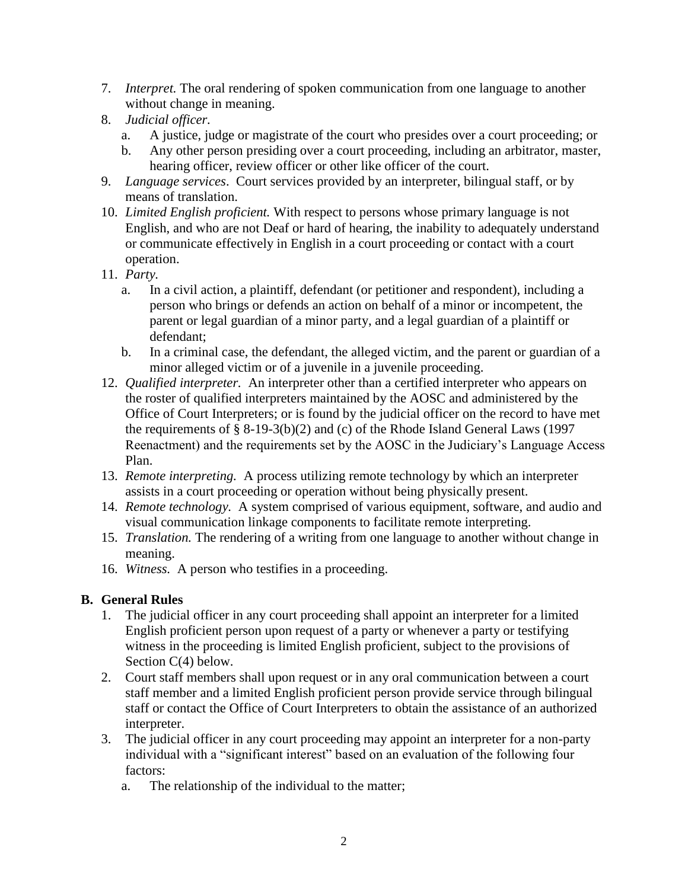7. *Interpret.* The oral rendering of spoken communication from one language to another without change in meaning.
8. *Judicial officer.*
   a. A justice, judge or magistrate of the court who presides over a court proceeding; or
   b. Any other person presiding over a court proceeding, including an arbitrator, master, hearing officer, review officer or other like officer of the court.
9. *Language services*. Court services provided by an interpreter, bilingual staff, or by means of translation.
10. *Limited English proficient.* With respect to persons whose primary language is not English, and who are not Deaf or hard of hearing, the inability to adequately understand or communicate effectively in English in a court proceeding or contact with a court operation.
11. *Party.*
    a. In a civil action, a plaintiff, defendant (or petitioner and respondent), including a person who brings or defends an action on behalf of a minor or incompetent, the parent or legal guardian of a minor party, and a legal guardian of a plaintiff or defendant;
    b. In a criminal case, the defendant, the alleged victim, and the parent or guardian of a minor alleged victim or of a juvenile in a juvenile proceeding.
12. *Qualified interpreter.* An interpreter other than a certified interpreter who appears on the roster of qualified interpreters maintained by the AOSC and administered by the Office of Court Interpreters; or is found by the judicial officer on the record to have met the requirements of § 8-19-3(b)(2) and (c) of the Rhode Island General Laws (1997 Reenactment) and the requirements set by the AOSC in the Judiciary's Language Access Plan.
13. *Remote interpreting.* A process utilizing remote technology by which an interpreter assists in a court proceeding or operation without being physically present.
14. *Remote technology.* A system comprised of various equipment, software, and audio and visual communication linkage components to facilitate remote interpreting.
15. *Translation.* The rendering of a writing from one language to another without change in meaning.
16. *Witness.* A person who testifies in a proceeding.

## B. General Rules

1. The judicial officer in any court proceeding shall appoint an interpreter for a limited English proficient person upon request of a party or whenever a party or testifying witness in the proceeding is limited English proficient, subject to the provisions of Section C(4) below.
2. Court staff members shall upon request or in any oral communication between a court staff member and a limited English proficient person provide service through bilingual staff or contact the Office of Court Interpreters to obtain the assistance of an authorized interpreter.
3. The judicial officer in any court proceeding may appoint an interpreter for a non-party individual with a "significant interest" based on an evaluation of the following four factors:
   a. The relationship of the individual to the matter;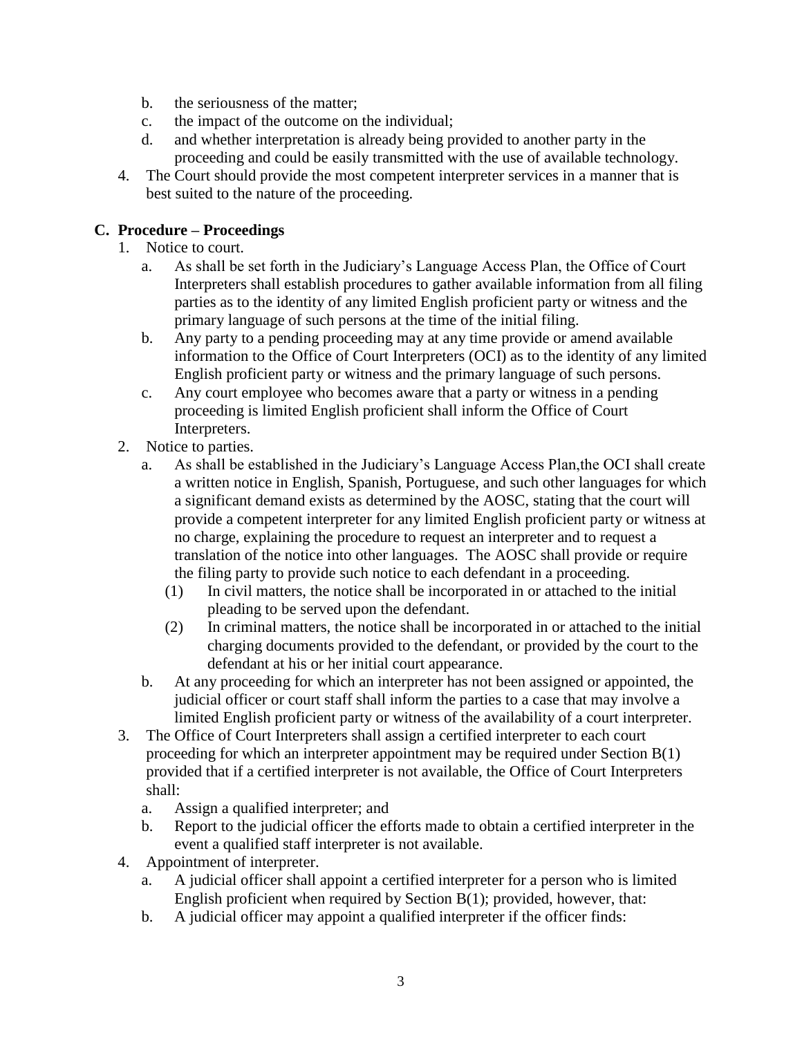b. the seriousness of the matter;
c. the impact of the outcome on the individual;
d. and whether interpretation is already being provided to another party in the proceeding and could be easily transmitted with the use of available technology.

4. The Court should provide the most competent interpreter services in a manner that is best suited to the nature of the proceeding.

### C. Procedure – Proceedings

1. Notice to court.
   a. As shall be set forth in the Judiciary's Language Access Plan, the Office of Court Interpreters shall establish procedures to gather available information from all filing parties as to the identity of any limited English proficient party or witness and the primary language of such persons at the time of the initial filing.
   b. Any party to a pending proceeding may at any time provide or amend available information to the Office of Court Interpreters (OCI) as to the identity of any limited English proficient party or witness and the primary language of such persons.
   c. Any court employee who becomes aware that a party or witness in a pending proceeding is limited English proficient shall inform the Office of Court Interpreters.
2. Notice to parties.
   a. As shall be established in the Judiciary's Language Access Plan,the OCI shall create a written notice in English, Spanish, Portuguese, and such other languages for which a significant demand exists as determined by the AOSC, stating that the court will provide a competent interpreter for any limited English proficient party or witness at no charge, explaining the procedure to request an interpreter and to request a translation of the notice into other languages. The AOSC shall provide or require the filing party to provide such notice to each defendant in a proceeding.
      (1) In civil matters, the notice shall be incorporated in or attached to the initial pleading to be served upon the defendant.
      (2) In criminal matters, the notice shall be incorporated in or attached to the initial charging documents provided to the defendant, or provided by the court to the defendant at his or her initial court appearance.
   b. At any proceeding for which an interpreter has not been assigned or appointed, the judicial officer or court staff shall inform the parties to a case that may involve a limited English proficient party or witness of the availability of a court interpreter.
3. The Office of Court Interpreters shall assign a certified interpreter to each court proceeding for which an interpreter appointment may be required under Section B(1) provided that if a certified interpreter is not available, the Office of Court Interpreters shall:
   a. Assign a qualified interpreter; and
   b. Report to the judicial officer the efforts made to obtain a certified interpreter in the event a qualified staff interpreter is not available.
4. Appointment of interpreter.
   a. A judicial officer shall appoint a certified interpreter for a person who is limited English proficient when required by Section B(1); provided, however, that:
   b. A judicial officer may appoint a qualified interpreter if the officer finds: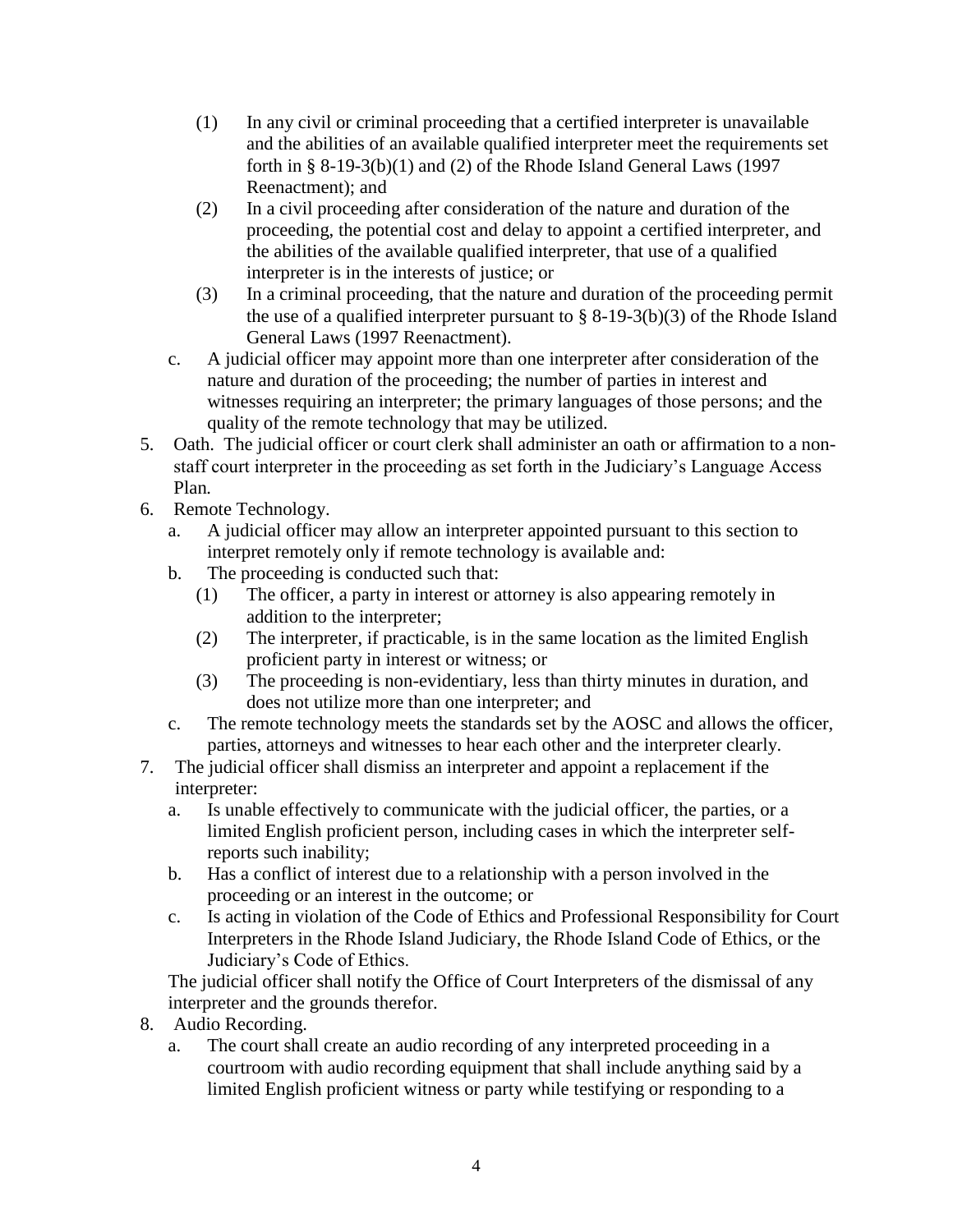(1) In any civil or criminal proceeding that a certified interpreter is unavailable and the abilities of an available qualified interpreter meet the requirements set forth in § 8-19-3(b)(1) and (2) of the Rhode Island General Laws (1997 Reenactment); and
    (2) In a civil proceeding after consideration of the nature and duration of the proceeding, the potential cost and delay to appoint a certified interpreter, and the abilities of the available qualified interpreter, that use of a qualified interpreter is in the interests of justice; or
    (3) In a criminal proceeding, that the nature and duration of the proceeding permit the use of a qualified interpreter pursuant to § 8-19-3(b)(3) of the Rhode Island General Laws (1997 Reenactment).

  c. A judicial officer may appoint more than one interpreter after consideration of the nature and duration of the proceeding; the number of parties in interest and witnesses requiring an interpreter; the primary languages of those persons; and the quality of the remote technology that may be utilized.

5. Oath. The judicial officer or court clerk shall administer an oath or affirmation to a non-staff court interpreter in the proceeding as set forth in the Judiciary's Language Access Plan.
6. Remote Technology.
   a. A judicial officer may allow an interpreter appointed pursuant to this section to interpret remotely only if remote technology is available and:
   b. The proceeding is conducted such that:
      (1) The officer, a party in interest or attorney is also appearing remotely in addition to the interpreter;
      (2) The interpreter, if practicable, is in the same location as the limited English proficient party in interest or witness; or
      (3) The proceeding is non-evidentiary, less than thirty minutes in duration, and does not utilize more than one interpreter; and
   c. The remote technology meets the standards set by the AOSC and allows the officer, parties, attorneys and witnesses to hear each other and the interpreter clearly.
7. The judicial officer shall dismiss an interpreter and appoint a replacement if the interpreter:
   a. Is unable effectively to communicate with the judicial officer, the parties, or a limited English proficient person, including cases in which the interpreter self-reports such inability;
   b. Has a conflict of interest due to a relationship with a person involved in the proceeding or an interest in the outcome; or
   c. Is acting in violation of the Code of Ethics and Professional Responsibility for Court Interpreters in the Rhode Island Judiciary, the Rhode Island Code of Ethics, or the Judiciary's Code of Ethics.

   The judicial officer shall notify the Office of Court Interpreters of the dismissal of any interpreter and the grounds therefor.
8. Audio Recording.
   a. The court shall create an audio recording of any interpreted proceeding in a courtroom with audio recording equipment that shall include anything said by a limited English proficient witness or party while testifying or responding to a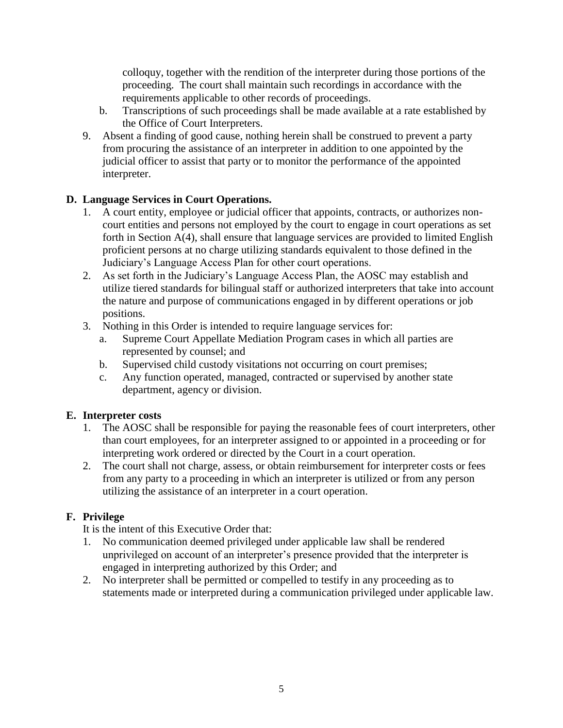colloquy, together with the rendition of the interpreter during those portions of the proceeding. The court shall maintain such recordings in accordance with the requirements applicable to other records of proceedings.

   b. Transcriptions of such proceedings shall be made available at a rate established by the Office of Court Interpreters.

9. Absent a finding of good cause, nothing herein shall be construed to prevent a party from procuring the assistance of an interpreter in addition to one appointed by the judicial officer to assist that party or to monitor the performance of the appointed interpreter.

**D. Language Services in Court Operations.**

1. A court entity, employee or judicial officer that appoints, contracts, or authorizes non-court entities and persons not employed by the court to engage in court operations as set forth in Section A(4), shall ensure that language services are provided to limited English proficient persons at no charge utilizing standards equivalent to those defined in the Judiciary's Language Access Plan for other court operations.
2. As set forth in the Judiciary's Language Access Plan, the AOSC may establish and utilize tiered standards for bilingual staff or authorized interpreters that take into account the nature and purpose of communications engaged in by different operations or job positions.
3. Nothing in this Order is intended to require language services for:
   a. Supreme Court Appellate Mediation Program cases in which all parties are represented by counsel; and
   b. Supervised child custody visitations not occurring on court premises;
   c. Any function operated, managed, contracted or supervised by another state department, agency or division.

**E. Interpreter costs**

1. The AOSC shall be responsible for paying the reasonable fees of court interpreters, other than court employees, for an interpreter assigned to or appointed in a proceeding or for interpreting work ordered or directed by the Court in a court operation.
2. The court shall not charge, assess, or obtain reimbursement for interpreter costs or fees from any party to a proceeding in which an interpreter is utilized or from any person utilizing the assistance of an interpreter in a court operation.

**F. Privilege**

It is the intent of this Executive Order that:

1. No communication deemed privileged under applicable law shall be rendered unprivileged on account of an interpreter's presence provided that the interpreter is engaged in interpreting authorized by this Order; and
2. No interpreter shall be permitted or compelled to testify in any proceeding as to statements made or interpreted during a communication privileged under applicable law.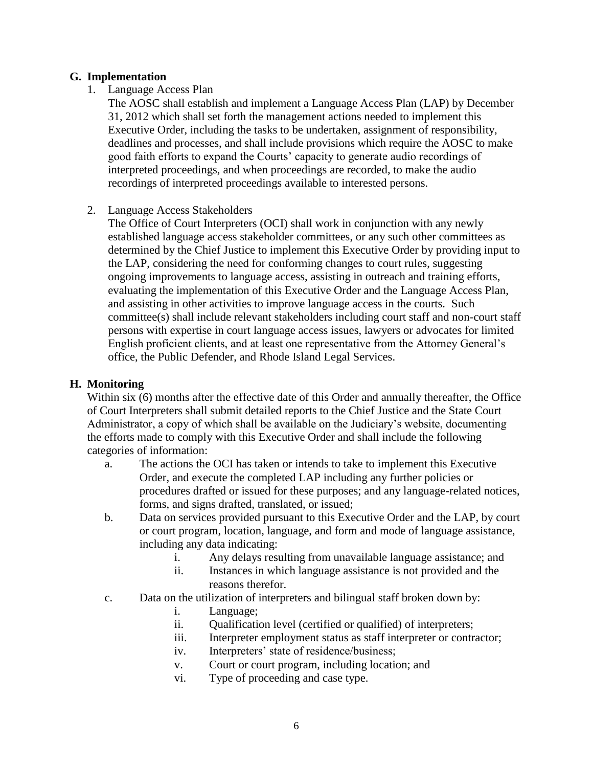## G. Implementation

1. Language Access Plan

   The AOSC shall establish and implement a Language Access Plan (LAP) by December 31, 2012 which shall set forth the management actions needed to implement this Executive Order, including the tasks to be undertaken, assignment of responsibility, deadlines and processes, and shall include provisions which require the AOSC to make good faith efforts to expand the Courts' capacity to generate audio recordings of interpreted proceedings, and when proceedings are recorded, to make the audio recordings of interpreted proceedings available to interested persons.

2. Language Access Stakeholders

   The Office of Court Interpreters (OCI) shall work in conjunction with any newly established language access stakeholder committees, or any such other committees as determined by the Chief Justice to implement this Executive Order by providing input to the LAP, considering the need for conforming changes to court rules, suggesting ongoing improvements to language access, assisting in outreach and training efforts, evaluating the implementation of this Executive Order and the Language Access Plan, and assisting in other activities to improve language access in the courts. Such committee(s) shall include relevant stakeholders including court staff and non-court staff persons with expertise in court language access issues, lawyers or advocates for limited English proficient clients, and at least one representative from the Attorney General's office, the Public Defender, and Rhode Island Legal Services.

## H. Monitoring

Within six (6) months after the effective date of this Order and annually thereafter, the Office of Court Interpreters shall submit detailed reports to the Chief Justice and the State Court Administrator, a copy of which shall be available on the Judiciary's website, documenting the efforts made to comply with this Executive Order and shall include the following categories of information:

a. The actions the OCI has taken or intends to take to implement this Executive Order, and execute the completed LAP including any further policies or procedures drafted or issued for these purposes; and any language-related notices, forms, and signs drafted, translated, or issued;

b. Data on services provided pursuant to this Executive Order and the LAP, by court or court program, location, language, and form and mode of language assistance, including any data indicating:
   - i. Any delays resulting from unavailable language assistance; and
   - ii. Instances in which language assistance is not provided and the reasons therefor.

c. Data on the utilization of interpreters and bilingual staff broken down by:
   - i. Language;
   - ii. Qualification level (certified or qualified) of interpreters;
   - iii. Interpreter employment status as staff interpreter or contractor;
   - iv. Interpreters' state of residence/business;
   - v. Court or court program, including location; and
   - vi. Type of proceeding and case type.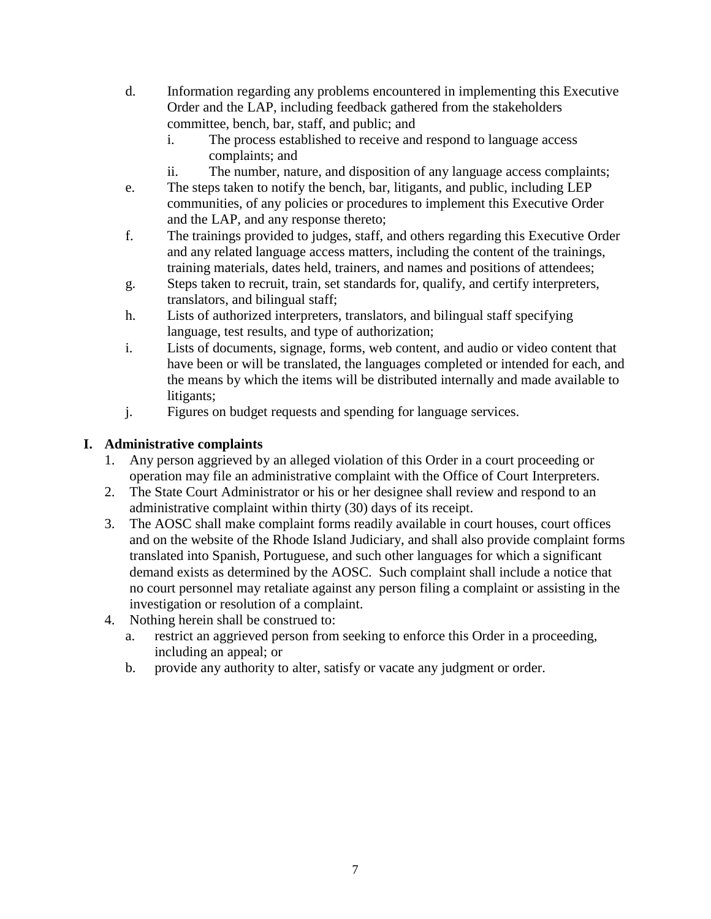d. Information regarding any problems encountered in implementing this Executive Order and the LAP, including feedback gathered from the stakeholders committee, bench, bar, staff, and public; and
   i. The process established to receive and respond to language access complaints; and
   ii. The number, nature, and disposition of any language access complaints;

e. The steps taken to notify the bench, bar, litigants, and public, including LEP communities, of any policies or procedures to implement this Executive Order and the LAP, and any response thereto;

f. The trainings provided to judges, staff, and others regarding this Executive Order and any related language access matters, including the content of the trainings, training materials, dates held, trainers, and names and positions of attendees;

g. Steps taken to recruit, train, set standards for, qualify, and certify interpreters, translators, and bilingual staff;

h. Lists of authorized interpreters, translators, and bilingual staff specifying language, test results, and type of authorization;

i. Lists of documents, signage, forms, web content, and audio or video content that have been or will be translated, the languages completed or intended for each, and the means by which the items will be distributed internally and made available to litigants;

j. Figures on budget requests and spending for language services.

**I. Administrative complaints**

1. Any person aggrieved by an alleged violation of this Order in a court proceeding or operation may file an administrative complaint with the Office of Court Interpreters.
2. The State Court Administrator or his or her designee shall review and respond to an administrative complaint within thirty (30) days of its receipt.
3. The AOSC shall make complaint forms readily available in court houses, court offices and on the website of the Rhode Island Judiciary, and shall also provide complaint forms translated into Spanish, Portuguese, and such other languages for which a significant demand exists as determined by the AOSC. Such complaint shall include a notice that no court personnel may retaliate against any person filing a complaint or assisting in the investigation or resolution of a complaint.
4. Nothing herein shall be construed to:
   a. restrict an aggrieved person from seeking to enforce this Order in a proceeding, including an appeal; or
   b. provide any authority to alter, satisfy or vacate any judgment or order.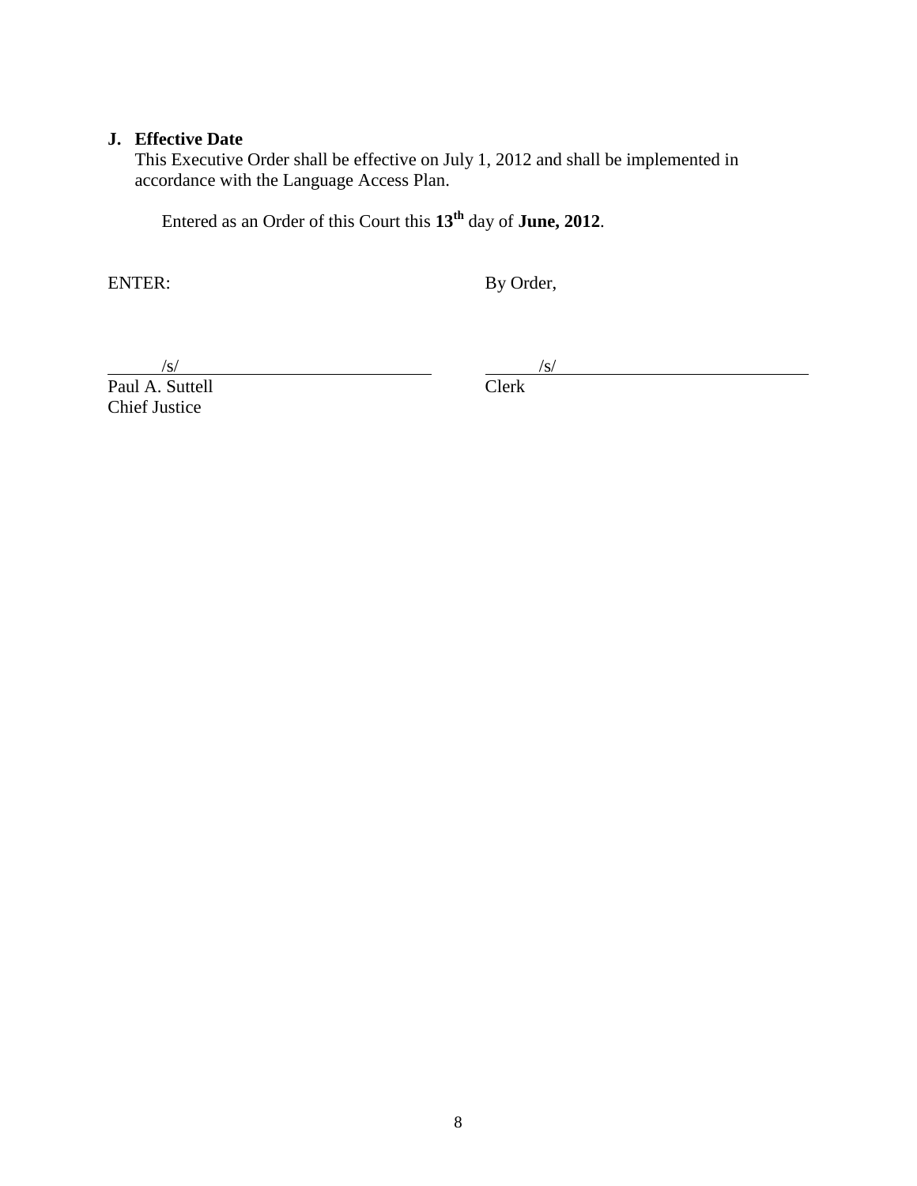**J. Effective Date**

This Executive Order shall be effective on July 1, 2012 and shall be implemented in accordance with the Language Access Plan.

Entered as an Order of this Court this **13th** day of **June, 2012**.

ENTER: By Order,

/s/
Paul A. Suttell
Chief Justice

/s/
Clerk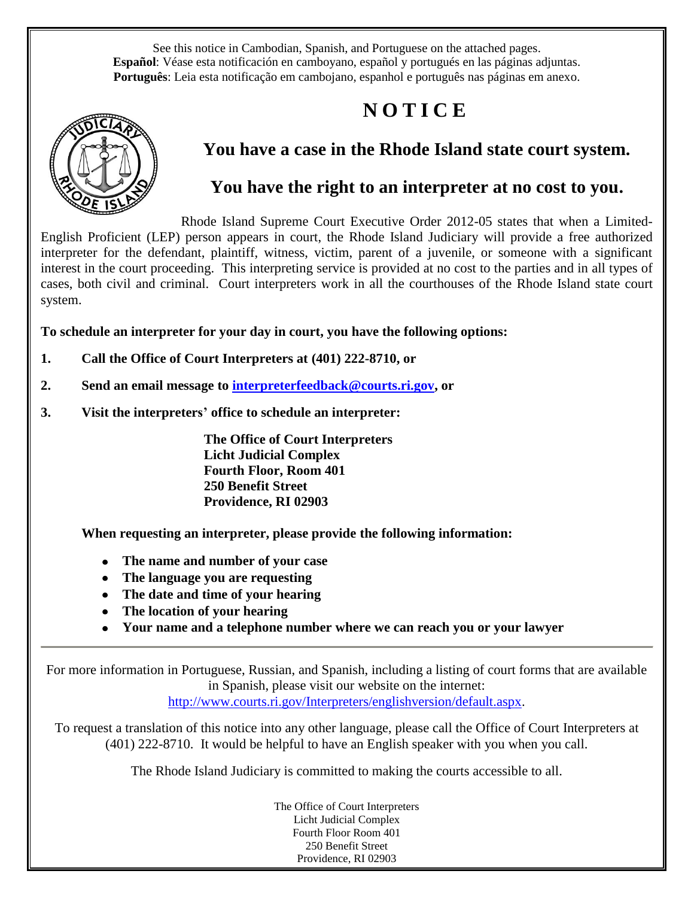See this notice in Cambodian, Spanish, and Portuguese on the attached pages.
**Español**: Véase esta notificación en camboyano, español y portugués en las páginas adjuntas.
**Português**: Leia esta notificação em cambojano, espanhol e português nas páginas em anexo.

# NOTICE

## You have a case in the Rhode Island state court system.

## You have the right to an interpreter at no cost to you.

Rhode Island Supreme Court Executive Order 2012-05 states that when a Limited-English Proficient (LEP) person appears in court, the Rhode Island Judiciary will provide a free authorized interpreter for the defendant, plaintiff, witness, victim, parent of a juvenile, or someone with a significant interest in the court proceeding. This interpreting service is provided at no cost to the parties and in all types of cases, both civil and criminal. Court interpreters work in all the courthouses of the Rhode Island state court system.

**To schedule an interpreter for your day in court, you have the following options:**

1. **Call the Office of Court Interpreters at (401) 222-8710, or**
2. **Send an email message to interpreterfeedback@courts.ri.gov, or**
3. **Visit the interpreters' office to schedule an interpreter:**

    **The Office of Court Interpreters**
    **Licht Judicial Complex**
    **Fourth Floor, Room 401**
    **250 Benefit Street**
    **Providence, RI 02903**

**When requesting an interpreter, please provide the following information:**

- **The name and number of your case**
- **The language you are requesting**
- **The date and time of your hearing**
- **The location of your hearing**
- **Your name and a telephone number where we can reach you or your lawyer**

---

For more information in Portuguese, Russian, and Spanish, including a listing of court forms that are available in Spanish, please visit our website on the internet: http://www.courts.ri.gov/Interpreters/englishversion/default.aspx.

To request a translation of this notice into any other language, please call the Office of Court Interpreters at (401) 222-8710. It would be helpful to have an English speaker with you when you call.

The Rhode Island Judiciary is committed to making the courts accessible to all.

The Office of Court Interpreters
Licht Judicial Complex
Fourth Floor Room 401
250 Benefit Street
Providence, RI 02903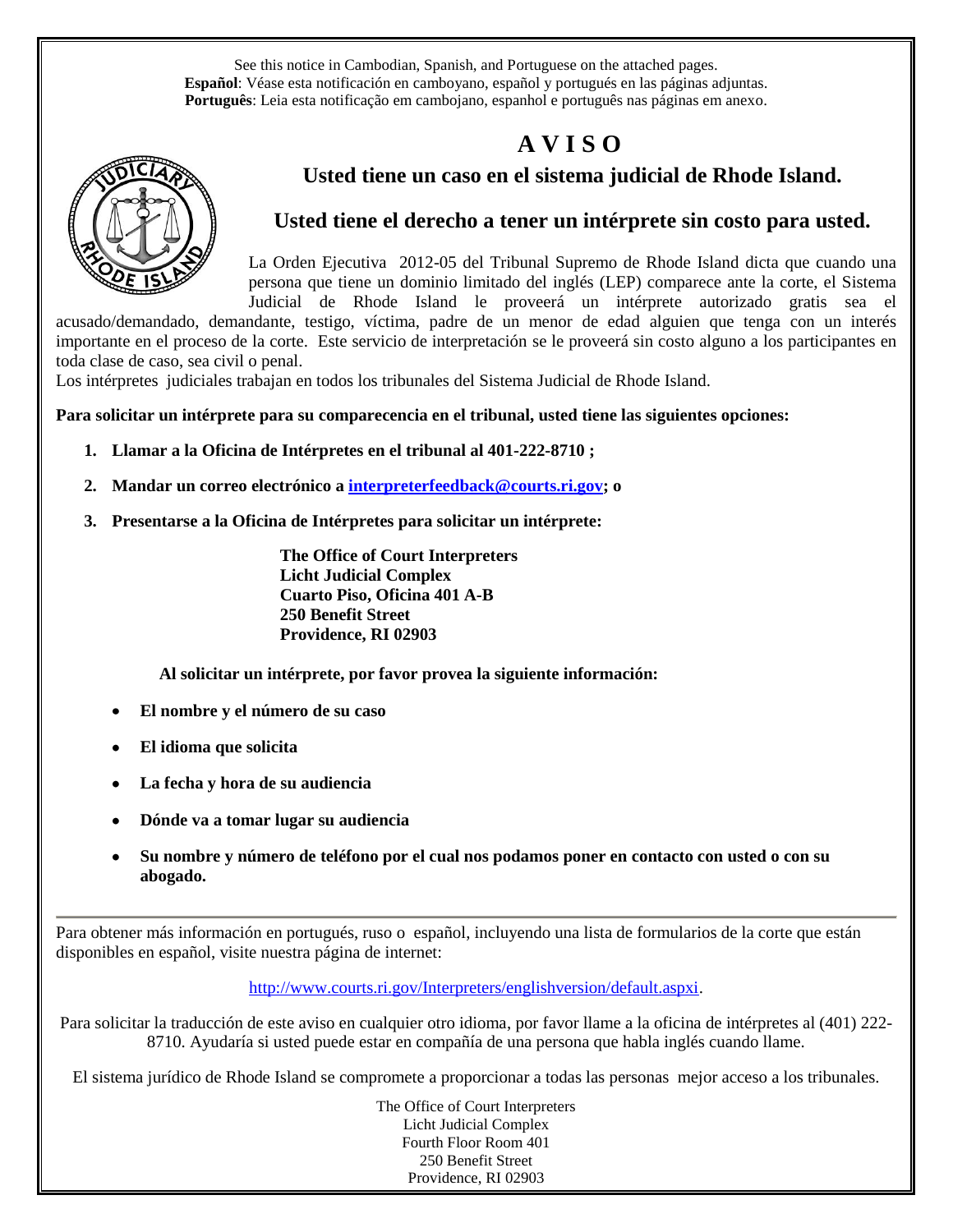See this notice in Cambodian, Spanish, and Portuguese on the attached pages.
**Español**: Véase esta notificación en camboyano, español y portugués en las páginas adjuntas.
**Português**: Leia esta notificação em cambojano, espanhol e português nas páginas em anexo.

# A V I S O

## Usted tiene un caso en el sistema judicial de Rhode Island.

## Usted tiene el derecho a tener un intérprete sin costo para usted.

La Orden Ejecutiva 2012-05 del Tribunal Supremo de Rhode Island dicta que cuando una persona que tiene un dominio limitado del inglés (LEP) comparece ante la corte, el Sistema Judicial de Rhode Island le proveerá un intérprete autorizado gratis sea el acusado/demandado, demandante, testigo, víctima, padre de un menor de edad alguien que tenga con un interés importante en el proceso de la corte. Este servicio de interpretación se le proveerá sin costo alguno a los participantes en toda clase de caso, sea civil o penal.

Los intérpretes judiciales trabajan en todos los tribunales del Sistema Judicial de Rhode Island.

**Para solicitar un intérprete para su comparecencia en el tribunal, usted tiene las siguientes opciones:**

1. **Llamar a la Oficina de Intérpretes en el tribunal al 401-222-8710 ;**
2. **Mandar un correo electrónico a interpreterfeedback@courts.ri.gov; o**
3. **Presentarse a la Oficina de Intérpretes para solicitar un intérprete:**

**The Office of Court Interpreters**
**Licht Judicial Complex**
**Cuarto Piso, Oficina 401 A-B**
**250 Benefit Street**
**Providence, RI 02903**

**Al solicitar un intérprete, por favor provea la siguiente información:**

- **El nombre y el número de su caso**
- **El idioma que solicita**
- **La fecha y hora de su audiencia**
- **Dónde va a tomar lugar su audiencia**
- **Su nombre y número de teléfono por el cual nos podamos poner en contacto con usted o con su abogado.**

---

Para obtener más información en portugués, ruso o español, incluyendo una lista de formularios de la corte que están disponibles en español, visite nuestra página de internet:

http://www.courts.ri.gov/Interpreters/englishversion/default.aspxi.

Para solicitar la traducción de este aviso en cualquier otro idioma, por favor llame a la oficina de intérpretes al (401) 222-8710. Ayudaría si usted puede estar en compañía de una persona que habla inglés cuando llame.

El sistema jurídico de Rhode Island se compromete a proporcionar a todas las personas mejor acceso a los tribunales.

The Office of Court Interpreters
Licht Judicial Complex
Fourth Floor Room 401
250 Benefit Street
Providence, RI 02903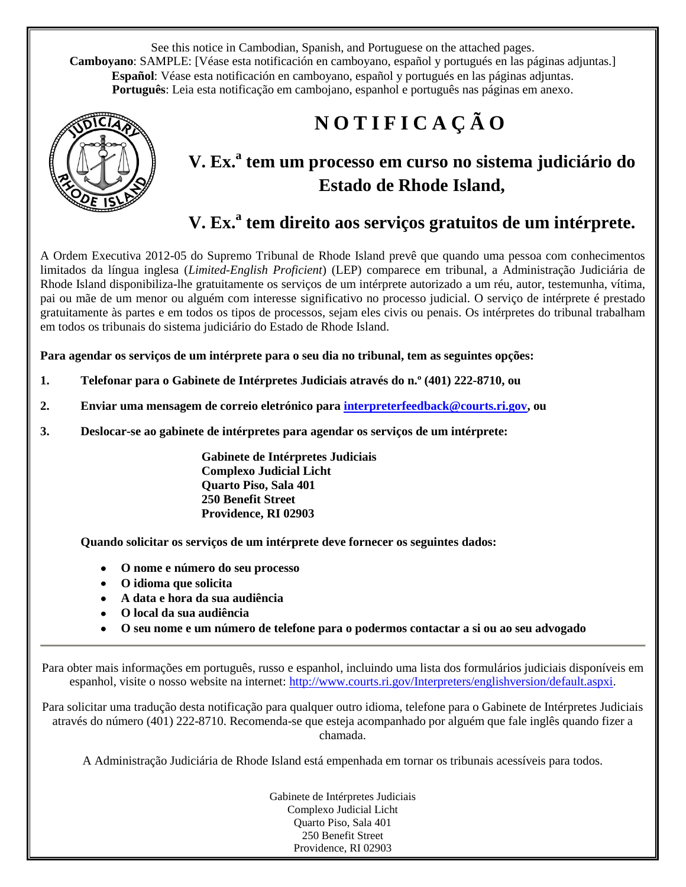See this notice in Cambodian, Spanish, and Portuguese on the attached pages.
**Camboyano**: SAMPLE: [Véase esta notificación en camboyano, español y portugués en las páginas adjuntas.]
**Español**: Véase esta notificación en camboyano, español y portugués en las páginas adjuntas.
**Português**: Leia esta notificação em cambojano, espanhol e português nas páginas em anexo.

# N O T I F I C A Ç Ã O

## V. Ex.ª tem um processo em curso no sistema judiciário do Estado de Rhode Island,

## V. Ex.ª tem direito aos serviços gratuitos de um intérprete.

A Ordem Executiva 2012-05 do Supremo Tribunal de Rhode Island prevê que quando uma pessoa com conhecimentos limitados da língua inglesa (*Limited-English Proficient*) (LEP) comparece em tribunal, a Administração Judiciária de Rhode Island disponibiliza-lhe gratuitamente os serviços de um intérprete autorizado a um réu, autor, testemunha, vítima, pai ou mãe de um menor ou alguém com interesse significativo no processo judicial. O serviço de intérprete é prestado gratuitamente às partes e em todos os tipos de processos, sejam eles civis ou penais. Os intérpretes do tribunal trabalham em todos os tribunais do sistema judiciário do Estado de Rhode Island.

**Para agendar os serviços de um intérprete para o seu dia no tribunal, tem as seguintes opções:**

1. **Telefonar para o Gabinete de Intérpretes Judiciais através do n.º (401) 222-8710, ou**
2. **Enviar uma mensagem de correio eletrónico para interpreterfeedback@courts.ri.gov, ou**
3. **Deslocar-se ao gabinete de intérpretes para agendar os serviços de um intérprete:**

**Gabinete de Intérpretes Judiciais**
**Complexo Judicial Licht**
**Quarto Piso, Sala 401**
**250 Benefit Street**
**Providence, RI 02903**

**Quando solicitar os serviços de um intérprete deve fornecer os seguintes dados:**

- **O nome e número do seu processo**
- **O idioma que solicita**
- **A data e hora da sua audiência**
- **O local da sua audiência**
- **O seu nome e um número de telefone para o podermos contactar a si ou ao seu advogado**

---

Para obter mais informações em português, russo e espanhol, incluindo uma lista dos formulários judiciais disponíveis em espanhol, visite o nosso website na internet: http://www.courts.ri.gov/Interpreters/englishversion/default.aspxi.

Para solicitar uma tradução desta notificação para qualquer outro idioma, telefone para o Gabinete de Intérpretes Judiciais através do número (401) 222-8710. Recomenda-se que esteja acompanhado por alguém que fale inglês quando fizer a chamada.

A Administração Judiciária de Rhode Island está empenhada em tornar os tribunais acessíveis para todos.

Gabinete de Intérpretes Judiciais
Complexo Judicial Licht
Quarto Piso, Sala 401
250 Benefit Street
Providence, RI 02903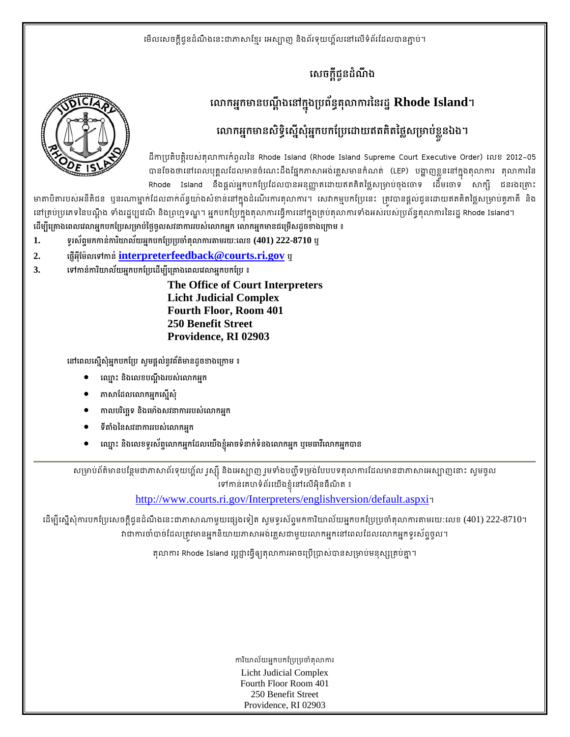មើលសេចក្តីជូនដំណឹងនេះជាភាសាខ្មែរ អេស្បាញ និងព័រទុយហ្គាល់នៅលើទំព័រដែលបានភ្ជាប់។

# សេចក្តីជូនដំណឹង

## លោកអ្នកមានបណ្តឹងនៅក្នុងប្រព័ន្ធតុលាការនៃរដ្ឋ **Rhode Island**។

## លោកអ្នកមានសិទ្ធិស្នើសុំអ្នកបកប្រែដោយឥតគិតថ្លៃសម្រាប់ខ្លួនឯង។

ដីកាប្រតិបត្តិរបស់តុលាការកំពូលនៃ Rhode Island (Rhode Island Supreme Court Executive Order) លេខ 2012-05 បានចែងថានៅពេលបុគ្គលដែលមានចំណេះដឹងផ្នែកភាសាអង់គ្លេសមានកំណត់ (LEP) បង្ហាញខ្លួននៅក្នុងតុលាការ តុលាការនៃ Rhode Island នឹងផ្តល់អ្នកបកប្រែដែលបានអនុញ្ញាតដោយឥតគិតថ្លៃសម្រាប់ចុងចោទ ដើមចោទ សាក្សី ជនរងគ្រោះ មាតាបិតារបស់អនីតិជន ឬនរណាម្នាក់ដែលពាក់ព័ន្ធយ៉ាងសំខាន់នៅក្នុងដំណើរការតុលាការ។ សេវាកម្មបកប្រែនេះ ត្រូវបានផ្តល់ជូនដោយឥតគិតថ្លៃសម្រាប់គូភាគី និងនៅគ្រប់ប្រភេទនៃបណ្តឹង ទាំងរដ្ឋប្បវេណី និងព្រហ្មទណ្ឌ។ អ្នកបកប្រែក្នុងតុលាការធ្វើការនៅក្នុងគ្រប់តុលាការទាំងអស់របស់ប្រព័ន្ធតុលាការនៃរដ្ឋ Rhode Island។

**ដើម្បីគ្រោងពេលវេលាអ្នកបកប្រែសម្រាប់ថ្ងៃចូលសវនាការរបស់លោកអ្នក លោកអ្នកមានជម្រើសដូចខាងក្រោម ៖**

1. ទូរស័ព្ទមកកាន់ការិយាល័យអ្នកបកប្រែប្រចាំតុលាការតាមរយៈលេខ **(401) 222-8710** ឬ
2. ផ្ញើអ៊ីម៉ែលទៅកាន់ **interpreterfeedback@courts.ri.gov** ឬ
3. ទៅកាន់ការិយាល័យអ្នកបកប្រែដើម្បីគ្រោងពេលវេលាអ្នកបកប្រែ ៖

**The Office of Court Interpreters**
**Licht Judicial Complex**
**Fourth Floor, Room 401**
**250 Benefit Street**
**Providence, RI 02903**

នៅពេលស្នើសុំអ្នកបកប្រែ សូមផ្តល់នូវព័ត៌មានដូចខាងក្រោម ៖

- ឈ្មោះ និងលេខបណ្តឹងរបស់លោកអ្នក
- ភាសាដែលលោកអ្នកស្នើសុំ
- កាលបរិច្ឆេទ និងម៉ោងសវនាការរបស់លោកអ្នក
- ទីតាំងនៃសវនាការរបស់លោកអ្នក
- ឈ្មោះ និងលេខទូរស័ព្ទលោកអ្នកដែលយើងខ្ញុំអាចទំនាក់ទំនងលោកអ្នក ឬមេធាវីលោកអ្នកបាន

---

សម្រាប់ព័ត៌មានបន្ថែមជាភាសាព័រទុយហ្គាល់ រុស្ស៊ី និងអេស្បាញ រួមទាំងបញ្ជីទម្រង់បែបបទតុលាការដែលមានជាភាសាអេស្បាញនោះ សូមចូលទៅកាន់គេហទំព័រយើងខ្ញុំនៅលើអ៊ិនធឺណិត ៖

http://www.courts.ri.gov/Interpreters/englishversion/default.aspx។

ដើម្បីស្នើសុំការបកប្រែសេចក្តីជូនដំណឹងនេះជាភាសាណាមួយផ្សេងទៀត សូមទូរស័ព្ទមកការិយាល័យអ្នកបកប្រែប្រចាំតុលាការតាមរយៈលេខ (401) 222-8710។ វាជាការចាំបាច់ដែលត្រូវមានអ្នកនិយាយភាសាអង់គ្លេសជាមួយលោកអ្នកនៅពេលដែលលោកអ្នកទូរស័ព្ទចូល។

តុលាការ Rhode Island ប្តេជ្ញាធ្វើឲ្យតុលាការអាចប្រើប្រាស់បានសម្រាប់មនុស្សគ្រប់គ្នា។

ការិយាល័យអ្នកបកប្រែប្រចាំតុលាការ
Licht Judicial Complex
Fourth Floor Room 401
250 Benefit Street
Providence, RI 02903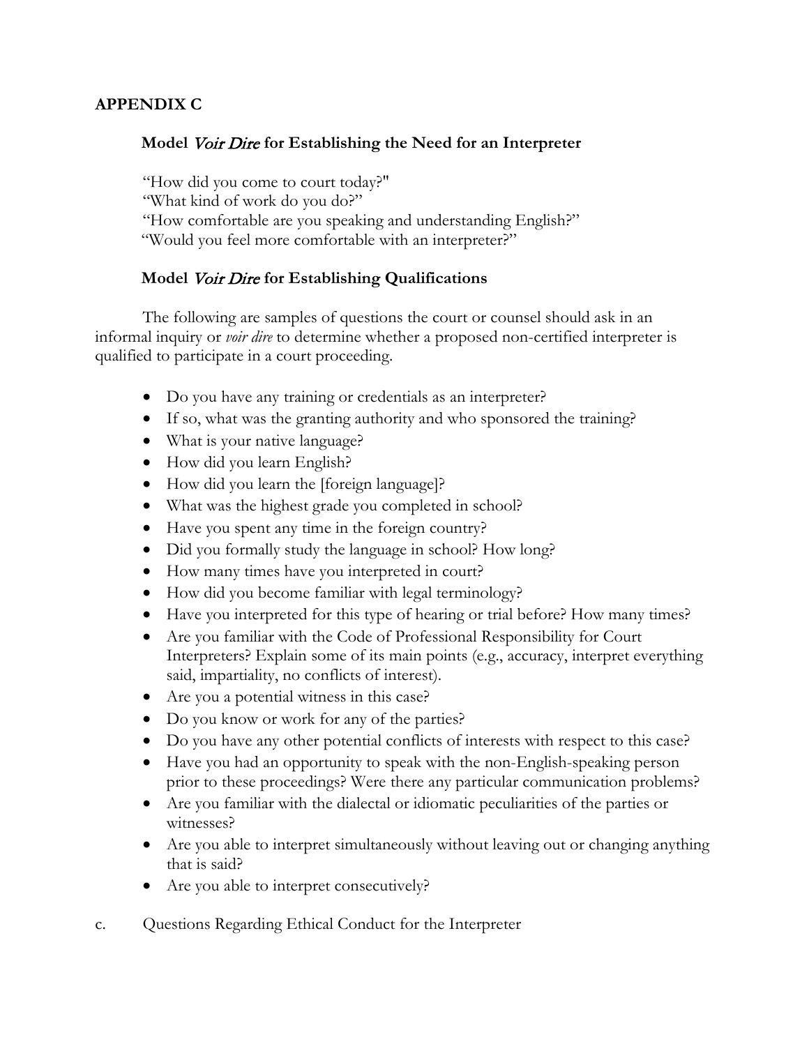## APPENDIX C

### Model *Voir Dire* for Establishing the Need for an Interpreter

"How did you come to court today?"
"What kind of work do you do?"
"How comfortable are you speaking and understanding English?"
"Would you feel more comfortable with an interpreter?"

### Model *Voir Dire* for Establishing Qualifications

The following are samples of questions the court or counsel should ask in an informal inquiry or *voir dire* to determine whether a proposed non-certified interpreter is qualified to participate in a court proceeding.

- Do you have any training or credentials as an interpreter?
- If so, what was the granting authority and who sponsored the training?
- What is your native language?
- How did you learn English?
- How did you learn the [foreign language]?
- What was the highest grade you completed in school?
- Have you spent any time in the foreign country?
- Did you formally study the language in school? How long?
- How many times have you interpreted in court?
- How did you become familiar with legal terminology?
- Have you interpreted for this type of hearing or trial before? How many times?
- Are you familiar with the Code of Professional Responsibility for Court Interpreters? Explain some of its main points (e.g., accuracy, interpret everything said, impartiality, no conflicts of interest).
- Are you a potential witness in this case?
- Do you know or work for any of the parties?
- Do you have any other potential conflicts of interests with respect to this case?
- Have you had an opportunity to speak with the non-English-speaking person prior to these proceedings? Were there any particular communication problems?
- Are you familiar with the dialectal or idiomatic peculiarities of the parties or witnesses?
- Are you able to interpret simultaneously without leaving out or changing anything that is said?
- Are you able to interpret consecutively?

c. Questions Regarding Ethical Conduct for the Interpreter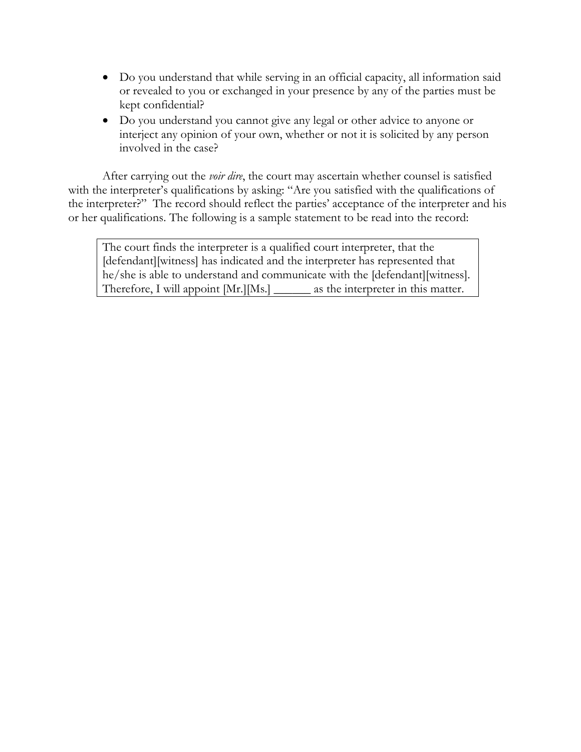- Do you understand that while serving in an official capacity, all information said or revealed to you or exchanged in your presence by any of the parties must be kept confidential?
- Do you understand you cannot give any legal or other advice to anyone or interject any opinion of your own, whether or not it is solicited by any person involved in the case?

After carrying out the *voir dire*, the court may ascertain whether counsel is satisfied with the interpreter's qualifications by asking: "Are you satisfied with the qualifications of the interpreter?" The record should reflect the parties' acceptance of the interpreter and his or her qualifications. The following is a sample statement to be read into the record:

> The court finds the interpreter is a qualified court interpreter, that the [defendant][witness] has indicated and the interpreter has represented that he/she is able to understand and communicate with the [defendant][witness]. Therefore, I will appoint [Mr.][Ms.] ______ as the interpreter in this matter.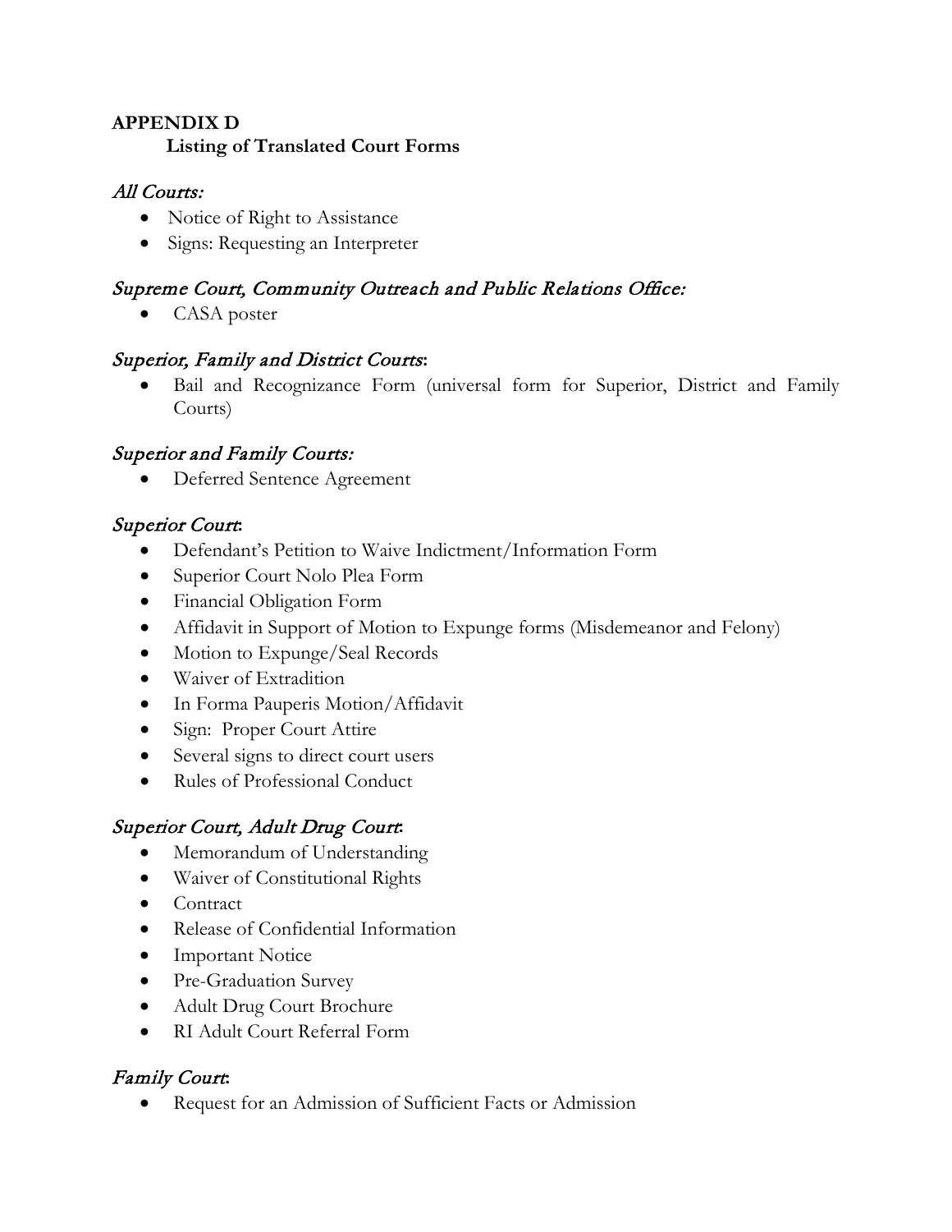# APPENDIX D

## Listing of Translated Court Forms

### *All Courts:*

- Notice of Right to Assistance
- Signs: Requesting an Interpreter

### *Supreme Court, Community Outreach and Public Relations Office:*

- CASA poster

### *Superior, Family and District Courts*:

- Bail and Recognizance Form (universal form for Superior, District and Family Courts)

### *Superior and Family Courts:*

- Deferred Sentence Agreement

### *Superior Court*:

- Defendant's Petition to Waive Indictment/Information Form
- Superior Court Nolo Plea Form
- Financial Obligation Form
- Affidavit in Support of Motion to Expunge forms (Misdemeanor and Felony)
- Motion to Expunge/Seal Records
- Waiver of Extradition
- In Forma Pauperis Motion/Affidavit
- Sign: Proper Court Attire
- Several signs to direct court users
- Rules of Professional Conduct

### *Superior Court, Adult Drug Court*:

- Memorandum of Understanding
- Waiver of Constitutional Rights
- Contract
- Release of Confidential Information
- Important Notice
- Pre-Graduation Survey
- Adult Drug Court Brochure
- RI Adult Court Referral Form

### *Family Court*:

- Request for an Admission of Sufficient Facts or Admission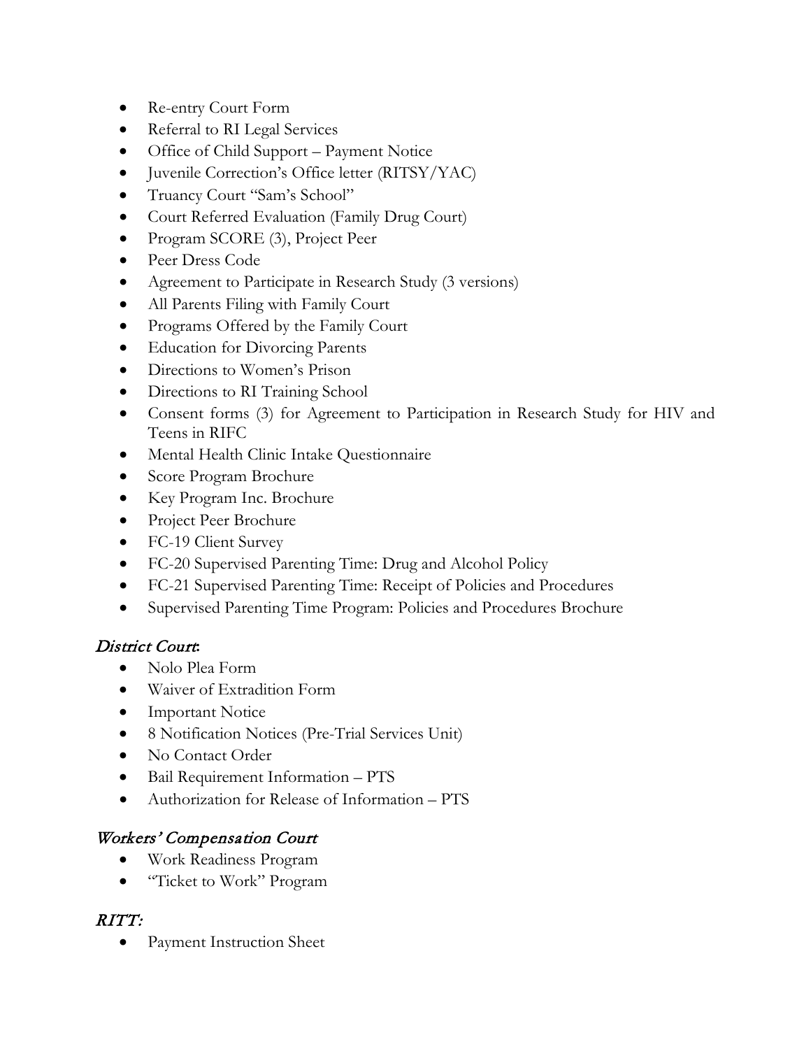- Re-entry Court Form
- Referral to RI Legal Services
- Office of Child Support – Payment Notice
- Juvenile Correction's Office letter (RITSY/YAC)
- Truancy Court "Sam's School"
- Court Referred Evaluation (Family Drug Court)
- Program SCORE (3), Project Peer
- Peer Dress Code
- Agreement to Participate in Research Study (3 versions)
- All Parents Filing with Family Court
- Programs Offered by the Family Court
- Education for Divorcing Parents
- Directions to Women's Prison
- Directions to RI Training School
- Consent forms (3) for Agreement to Participation in Research Study for HIV and Teens in RIFC
- Mental Health Clinic Intake Questionnaire
- Score Program Brochure
- Key Program Inc. Brochure
- Project Peer Brochure
- FC-19 Client Survey
- FC-20 Supervised Parenting Time: Drug and Alcohol Policy
- FC-21 Supervised Parenting Time: Receipt of Policies and Procedures
- Supervised Parenting Time Program: Policies and Procedures Brochure

### *District Court:*

- Nolo Plea Form
- Waiver of Extradition Form
- Important Notice
- 8 Notification Notices (Pre-Trial Services Unit)
- No Contact Order
- Bail Requirement Information – PTS
- Authorization for Release of Information – PTS

### *Workers' Compensation Court*

- Work Readiness Program
- "Ticket to Work" Program

### *RITT:*

- Payment Instruction Sheet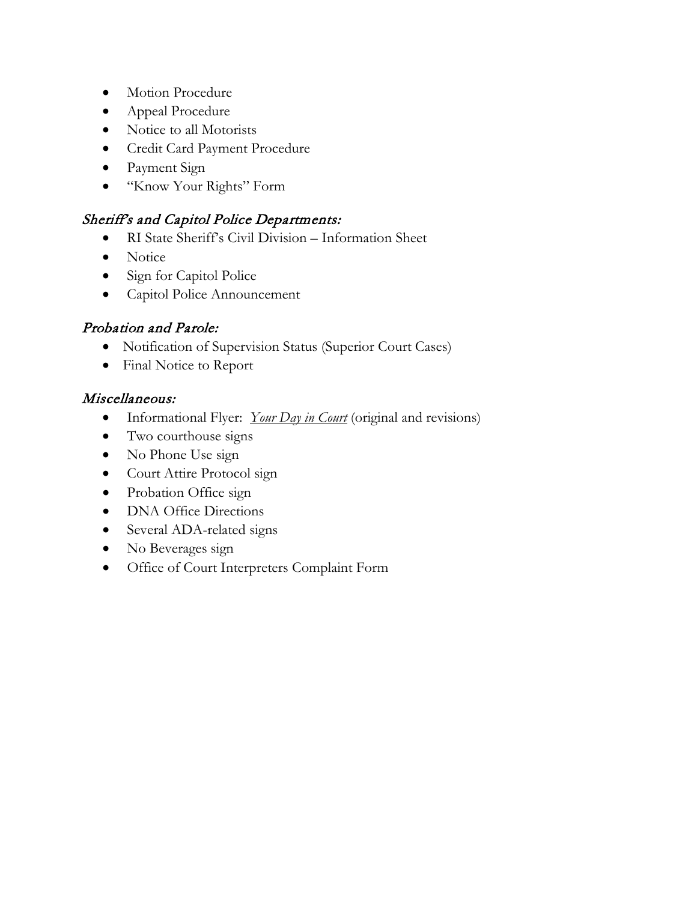- Motion Procedure
- Appeal Procedure
- Notice to all Motorists
- Credit Card Payment Procedure
- Payment Sign
- "Know Your Rights" Form

### *Sheriff's and Capitol Police Departments:*

- RI State Sheriff's Civil Division – Information Sheet
- Notice
- Sign for Capitol Police
- Capitol Police Announcement

### *Probation and Parole:*

- Notification of Supervision Status (Superior Court Cases)
- Final Notice to Report

### *Miscellaneous:*

- Informational Flyer: *Your Day in Court* (original and revisions)
- Two courthouse signs
- No Phone Use sign
- Court Attire Protocol sign
- Probation Office sign
- DNA Office Directions
- Several ADA-related signs
- No Beverages sign
- Office of Court Interpreters Complaint Form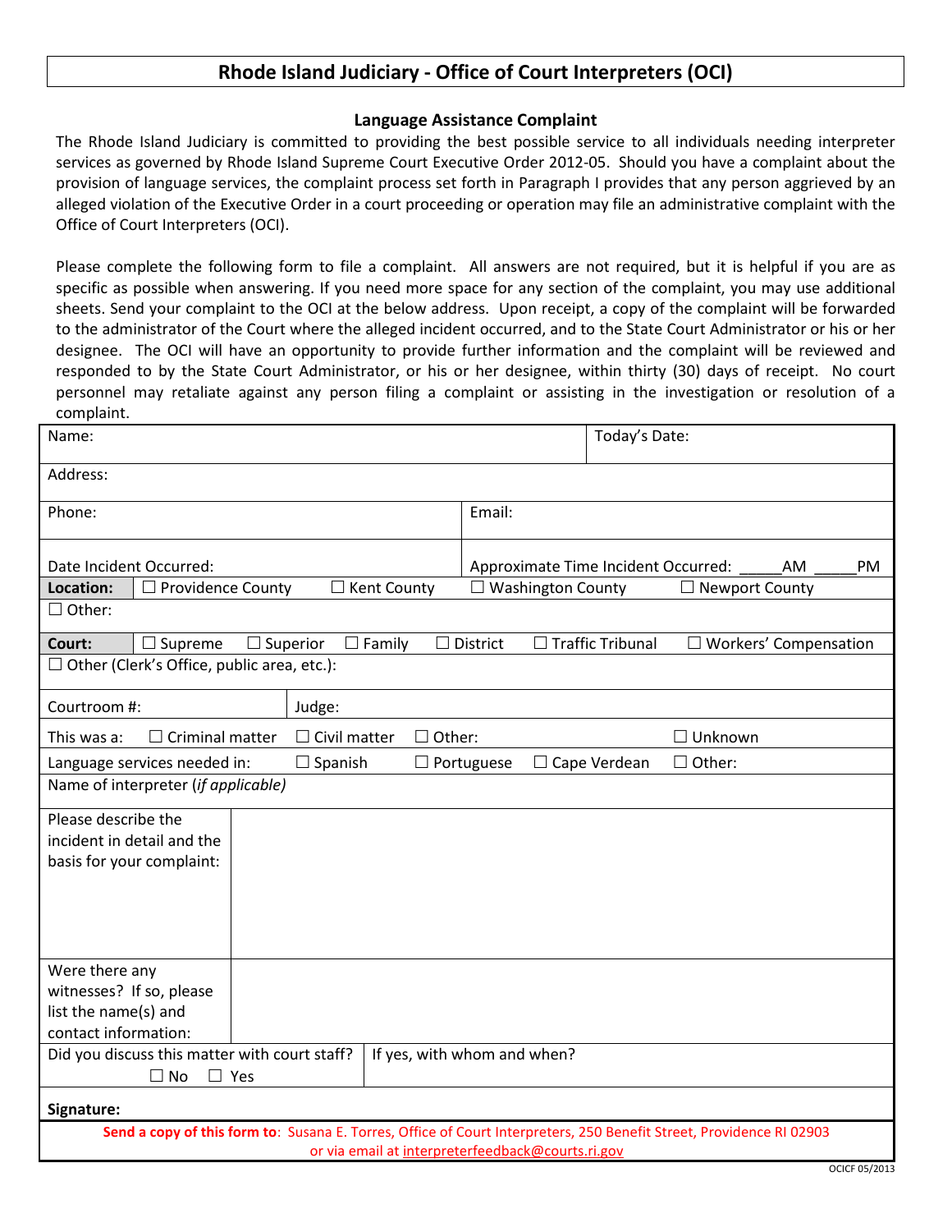# Rhode Island Judiciary - Office of Court Interpreters (OCI)

## Language Assistance Complaint

The Rhode Island Judiciary is committed to providing the best possible service to all individuals needing interpreter services as governed by Rhode Island Supreme Court Executive Order 2012-05. Should you have a complaint about the provision of language services, the complaint process set forth in Paragraph I provides that any person aggrieved by an alleged violation of the Executive Order in a court proceeding or operation may file an administrative complaint with the Office of Court Interpreters (OCI).

Please complete the following form to file a complaint. All answers are not required, but it is helpful if you are as specific as possible when answering. If you need more space for any section of the complaint, you may use additional sheets. Send your complaint to the OCI at the below address. Upon receipt, a copy of the complaint will be forwarded to the administrator of the Court where the alleged incident occurred, and to the State Court Administrator or his or her designee. The OCI will have an opportunity to provide further information and the complaint will be reviewed and responded to by the State Court Administrator, or his or her designee, within thirty (30) days of receipt. No court personnel may retaliate against any person filing a complaint or assisting in the investigation or resolution of a complaint.

| | |
|---|---|
| Name: | Today's Date: |
| Address: | |
| Phone: | Email: |
| Date Incident Occurred: | Approximate Time Incident Occurred: _____AM _____PM |
| **Location:** ☐ Providence County ☐ Kent County | ☐ Washington County ☐ Newport County |
| ☐ Other: | |
| **Court:** ☐ Supreme ☐ Superior ☐ Family ☐ District | ☐ Traffic Tribunal ☐ Workers' Compensation |
| ☐ Other (Clerk's Office, public area, etc.): | |
| Courtroom #: | Judge: |
| This was a: ☐ Criminal matter ☐ Civil matter ☐ Other: | ☐ Unknown |
| Language services needed in: ☐ Spanish ☐ Portuguese | ☐ Cape Verdean ☐ Other: |
| Name of interpreter (*if applicable)* | |
| Please describe the incident in detail and the basis for your complaint: | |
| Were there any witnesses? If so, please list the name(s) and contact information: | |
| Did you discuss this matter with court staff? ☐ No ☐ Yes | If yes, with whom and when? |
| **Signature:** | |

**Send a copy of this form to**: Susana E. Torres, Office of Court Interpreters, 250 Benefit Street, Providence RI 02903 or via email at interpreterfeedback@courts.ri.gov

OCICF 05/2013